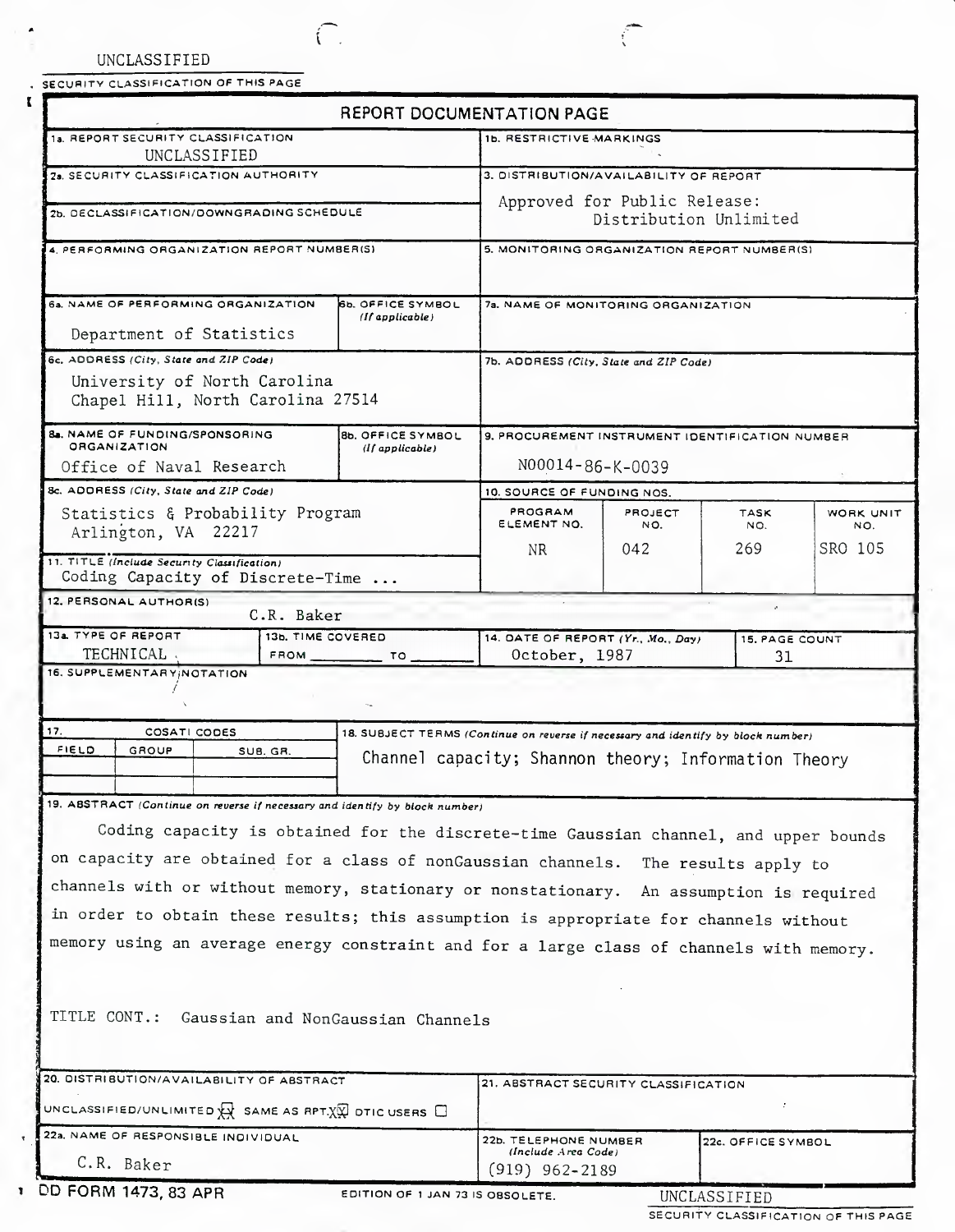UNCLASSIFIED

SECURITY CLASSIFICATION OF THIS PAGE

# REPORT DOCUMENTATION PAGE

| | |
|---|---|
| 1a. REPORT SECURITY CLASSIFICATION: UNCLASSIFIED | 1b. RESTRICTIVE MARKINGS |
| 2a. SECURITY CLASSIFICATION AUTHORITY | 3. DISTRIBUTION/AVAILABILITY OF REPORT: Approved for Public Release: Distribution Unlimited |
| 2b. DECLASSIFICATION/DOWNGRADING SCHEDULE | |
| 4. PERFORMING ORGANIZATION REPORT NUMBER(S) | 5. MONITORING ORGANIZATION REPORT NUMBER(S) |
| 6a. NAME OF PERFORMING ORGANIZATION: Department of Statistics | 6b. OFFICE SYMBOL (If applicable) |
| 7a. NAME OF MONITORING ORGANIZATION | |
| 6c. ADDRESS (City, State and ZIP Code): University of North Carolina, Chapel Hill, North Carolina 27514 | 7b. ADDRESS (City, State and ZIP Code) |
| 8a. NAME OF FUNDING/SPONSORING ORGANIZATION: Office of Naval Research | 8b. OFFICE SYMBOL (If applicable) |
| 9. PROCUREMENT INSTRUMENT IDENTIFICATION NUMBER: N00014-86-K-0039 | |
| 8c. ADDRESS (City, State and ZIP Code): Statistics & Probability Program, Arlington, VA 22217 | 10. SOURCE OF FUNDING NOS. |

| PROGRAM ELEMENT NO. | PROJECT NO. | TASK NO. | WORK UNIT NO. |
|---|---|---|---|
| NR | 042 | 269 | SRO 105 |

11. TITLE (Include Security Classification): Coding Capacity of Discrete-Time ...

12. PERSONAL AUTHOR(S): C.R. Baker

| 13a. TYPE OF REPORT | 13b. TIME COVERED | 14. DATE OF REPORT (Yr., Mo., Day) | 15. PAGE COUNT |
|---|---|---|---|
| TECHNICAL | FROM ____ TO ____ | October, 1987 | 31 |

16. SUPPLEMENTARY NOTATION

| 17. COSATI CODES | | | 18. SUBJECT TERMS (Continue on reverse if necessary and identify by block number) |
|---|---|---|---|
| FIELD | GROUP | SUB. GR. | Channel capacity; Shannon theory; Information Theory |

19. ABSTRACT (Continue on reverse if necessary and identify by block number)

Coding capacity is obtained for the discrete-time Gaussian channel, and upper bounds on capacity are obtained for a class of nonGaussian channels. The results apply to channels with or without memory, stationary or nonstationary. An assumption is required in order to obtain these results; this assumption is appropriate for channels without memory using an average energy constraint and for a large class of channels with memory.

TITLE CONT.: Gaussian and NonGaussian Channels

| | |
|---|---|
| 20. DISTRIBUTION/AVAILABILITY OF ABSTRACT: UNCLASSIFIED/UNLIMITED ☒ SAME AS RPT. ☒ DTIC USERS ☐ | 21. ABSTRACT SECURITY CLASSIFICATION |
| 22a. NAME OF RESPONSIBLE INDIVIDUAL: C.R. Baker | 22b. TELEPHONE NUMBER (Include Area Code): (919) 962-2189 |
| 22c. OFFICE SYMBOL | |

DD FORM 1473, 83 APR — EDITION OF 1 JAN 73 IS OBSOLETE.

UNCLASSIFIED

SECURITY CLASSIFICATION OF THIS PAGE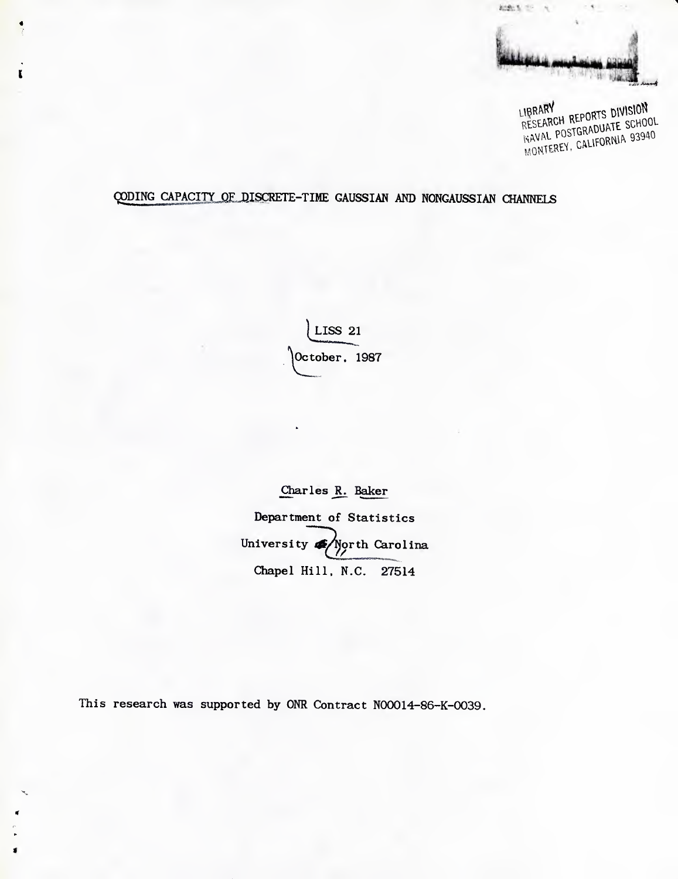LIBRARY
RESEARCH REPORTS DIVISION
NAVAL POSTGRADUATE SCHOOL
MONTEREY, CALIFORNIA 93940

# CODING CAPACITY OF DISCRETE-TIME GAUSSIAN AND NONGAUSSIAN CHANNELS

LISS 21
October, 1987

Charles R. Baker
Department of Statistics
University of North Carolina
Chapel Hill, N.C. 27514

This research was supported by ONR Contract N00014-86-K-0039.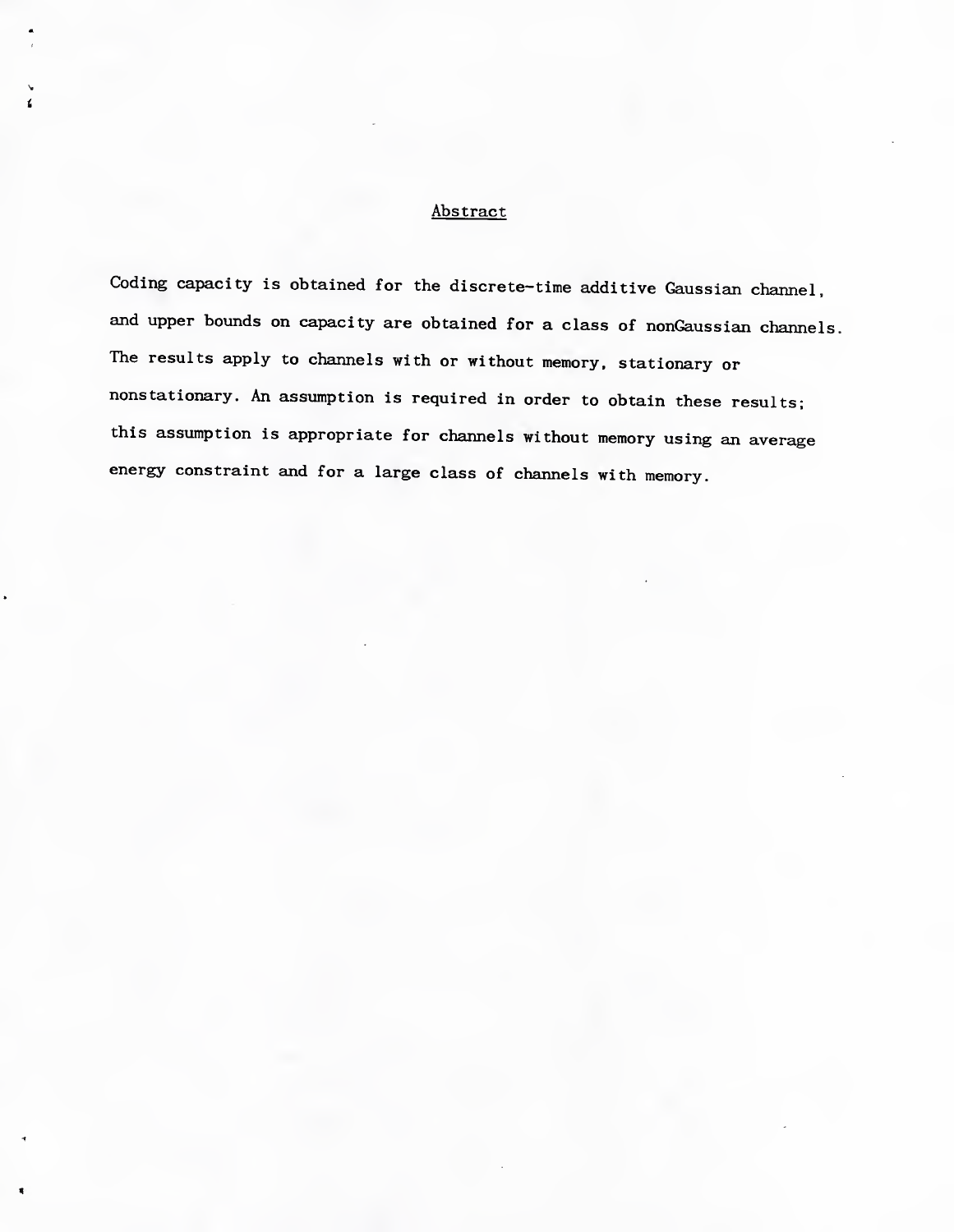## Abstract

Coding capacity is obtained for the discrete-time additive Gaussian channel, and upper bounds on capacity are obtained for a class of nonGaussian channels. The results apply to channels with or without memory, stationary or nonstationary. An assumption is required in order to obtain these results; this assumption is appropriate for channels without memory using an average energy constraint and for a large class of channels with memory.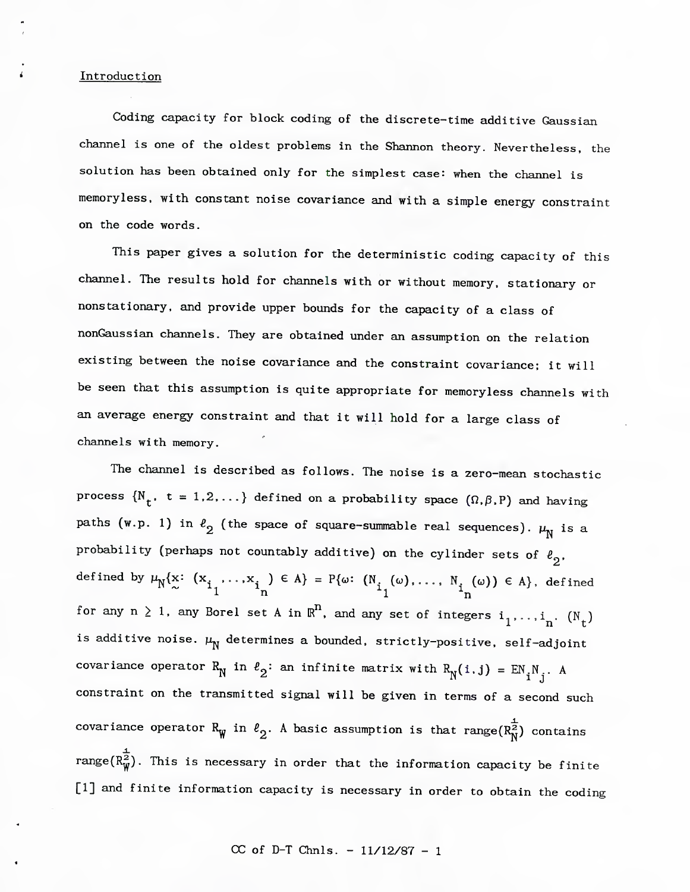## Introduction

Coding capacity for block coding of the discrete-time additive Gaussian channel is one of the oldest problems in the Shannon theory. Nevertheless, the solution has been obtained only for the simplest case: when the channel is memoryless, with constant noise covariance and with a simple energy constraint on the code words.

This paper gives a solution for the deterministic coding capacity of this channel. The results hold for channels with or without memory, stationary or nonstationary, and provide upper bounds for the capacity of a class of nonGaussian channels. They are obtained under an assumption on the relation existing between the noise covariance and the constraint covariance; it will be seen that this assumption is quite appropriate for memoryless channels with an average energy constraint and that it will hold for a large class of channels with memory.

The channel is described as follows. The noise is a zero-mean stochastic process $\{N_t, \ t = 1,2,\ldots\}$ defined on a probability space $(\Omega,\beta,P)$ and having paths (w.p. 1) in $\ell_2$ (the space of square-summable real sequences). $\mu_N$ is a probability (perhaps not countably additive) on the cylinder sets of $\ell_2$, defined by $\mu_N\{\underset{\sim}{x}: (x_{i_1},\ldots,x_{i_n}) \in A\} = P\{\omega: (N_{i_1}(\omega),\ldots, N_{i_n}(\omega)) \in A\}$, defined for any $n \geq 1$, any Borel set A in $\mathbb{R}^n$, and any set of integers $i_1,\ldots,i_n$. $(N_t)$ is additive noise. $\mu_N$ determines a bounded, strictly-positive, self-adjoint covariance operator $R_N$ in $\ell_2$: an infinite matrix with $R_N(i,j) = EN_iN_j$. A constraint on the transmitted signal will be given in terms of a second such covariance operator $R_W$ in $\ell_2$. A basic assumption is that range($R_N^{\frac{1}{2}}$) contains range($R_W^{\frac{1}{2}}$). This is necessary in order that the information capacity be finite [1] and finite information capacity is necessary in order to obtain the coding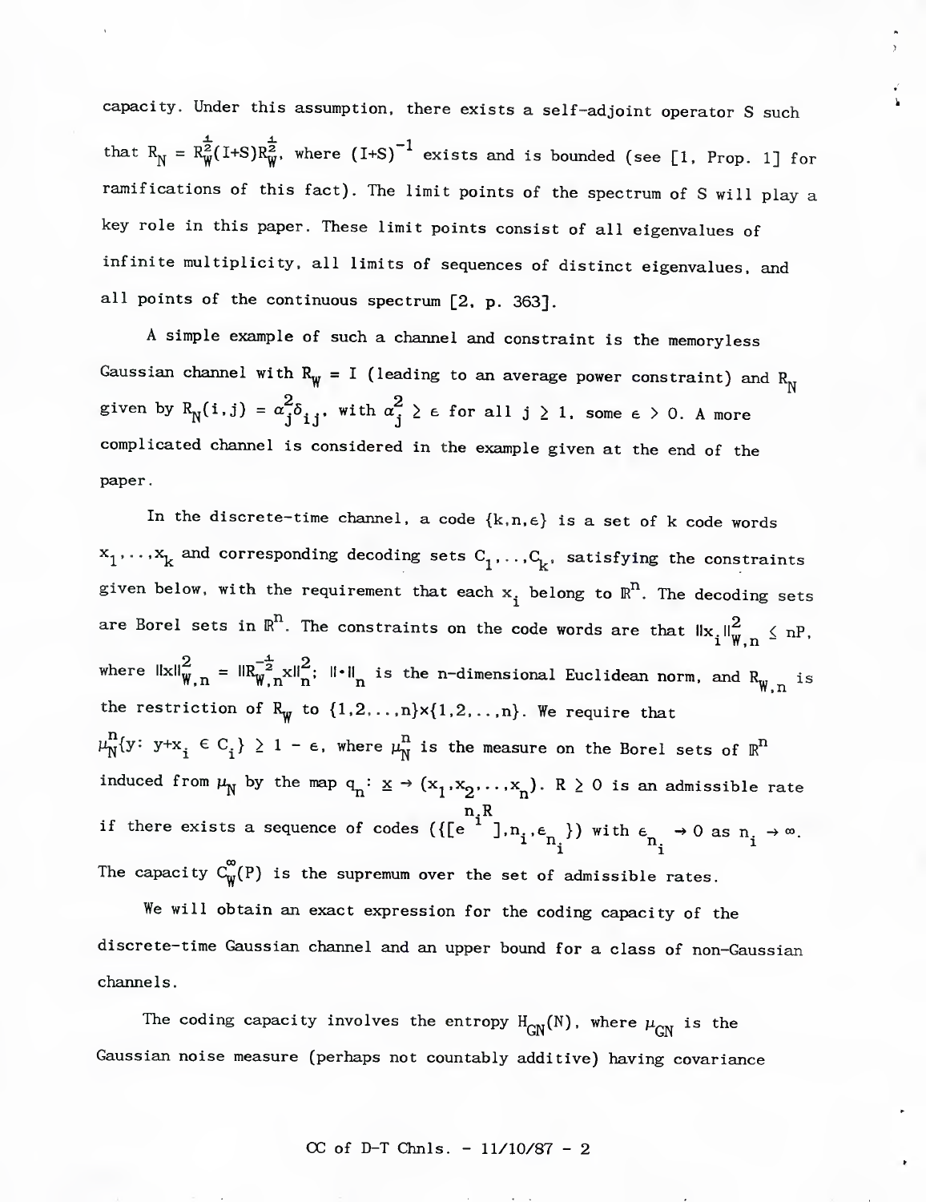capacity. Under this assumption, there exists a self-adjoint operator S such that $R_N = R_W^{\frac{1}{2}}(I+S)R_W^{\frac{1}{2}}$, where $(I+S)^{-1}$ exists and is bounded (see [1, Prop. 1] for ramifications of this fact). The limit points of the spectrum of S will play a key role in this paper. These limit points consist of all eigenvalues of infinite multiplicity, all limits of sequences of distinct eigenvalues, and all points of the continuous spectrum [2, p. 363].

A simple example of such a channel and constraint is the memoryless Gaussian channel with $R_W = I$ (leading to an average power constraint) and $R_N$ given by $R_N(i,j) = \alpha_j^2 \delta_{ij}$, with $\alpha_j^2 \geq \epsilon$ for all $j \geq 1$, some $\epsilon > 0$. A more complicated channel is considered in the example given at the end of the paper.

In the discrete-time channel, a code $\{k,n,\epsilon\}$ is a set of k code words $x_1,\ldots,x_k$ and corresponding decoding sets $C_1,\ldots,C_k$, satisfying the constraints given below, with the requirement that each $x_i$ belong to $\mathbb{R}^n$. The decoding sets are Borel sets in $\mathbb{R}^n$. The constraints on the code words are that $\|x_i\|_{W,n}^2 \leq nP$, where $\|x\|_{W,n}^2 = \|R_{W,n}^{-\frac{1}{2}}x\|_n^2$; $\|\cdot\|_n$ is the n-dimensional Euclidean norm, and $R_{W,n}$ is the restriction of $R_W$ to $\{1,2,\ldots,n\}\times\{1,2,\ldots,n\}$. We require that $\mu_N^n\{y\colon y+x_i \in C_i\} \geq 1 - \epsilon$, where $\mu_N^n$ is the measure on the Borel sets of $\mathbb{R}^n$ induced from $\mu_N$ by the map $q_n\colon \underline{x} \to (x_1,x_2,\ldots,x_n)$. $R \geq 0$ is an admissible rate if there exists a sequence of codes $(\{[e^{n_i R}],n_i,\epsilon_{n_i}\})$ with $\epsilon_{n_i} \to 0$ as $n_i \to \infty$. The capacity $C_W^{\infty}(P)$ is the supremum over the set of admissible rates.

We will obtain an exact expression for the coding capacity of the discrete-time Gaussian channel and an upper bound for a class of non-Gaussian channels.

The coding capacity involves the entropy $H_{GN}(N)$, where $\mu_{GN}$ is the Gaussian noise measure (perhaps not countably additive) having covariance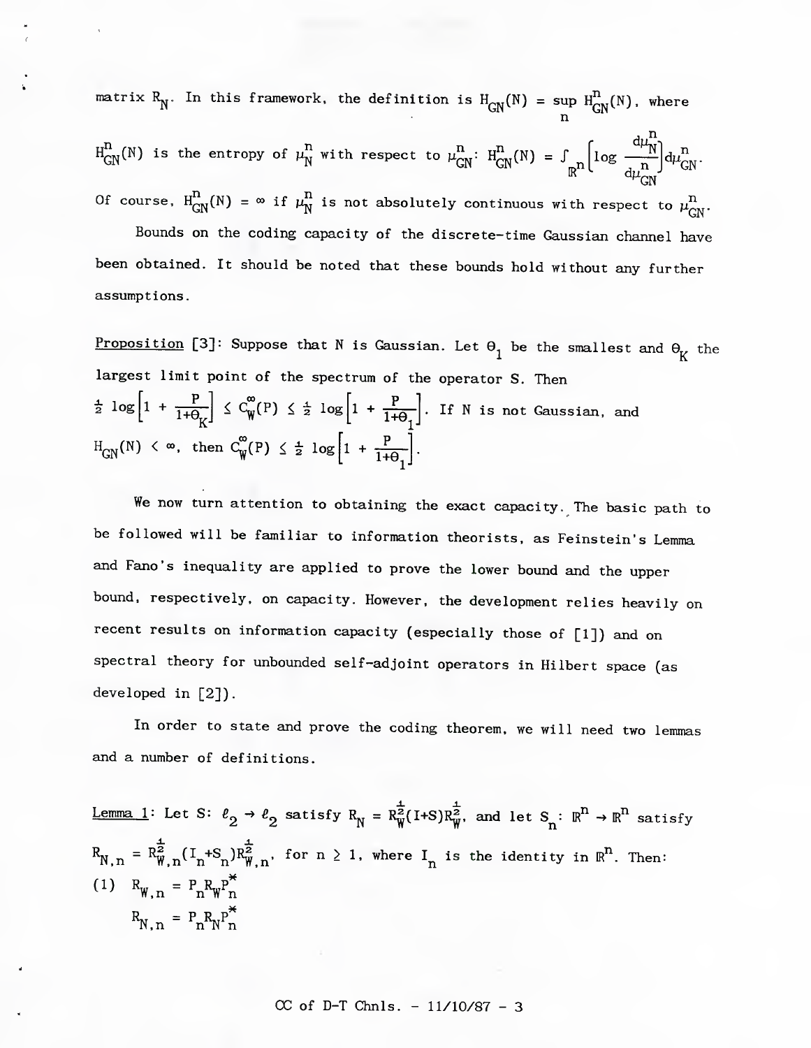matrix $R_N$. In this framework, the definition is $H_{GN}(N) = \sup_n H^n_{GN}(N)$, where $H^n_{GN}(N)$ is the entropy of $\mu^n_N$ with respect to $\mu^n_{GN}$: $H^n_{GN}(N) = \int_{\mathbb{R}^n} \left[\log \frac{d\mu^n_N}{d\mu^n_{GN}}\right] d\mu^n_{GN}$. Of course, $H^n_{GN}(N) = \infty$ if $\mu^n_N$ is not absolutely continuous with respect to $\mu^n_{GN}$.

Bounds on the coding capacity of the discrete-time Gaussian channel have been obtained. It should be noted that these bounds hold without any further assumptions.

<u>Proposition</u> [3]: Suppose that N is Gaussian. Let $\Theta_1$ be the smallest and $\Theta_K$ the largest limit point of the spectrum of the operator S. Then $\frac{1}{2}\log\left[1 + \frac{P}{1+\Theta_K}\right] \leq C^{\infty}_W(P) \leq \frac{1}{2}\log\left[1 + \frac{P}{1+\Theta_1}\right]$. If N is not Gaussian, and $H_{GN}(N) < \infty$, then $C^{\infty}_W(P) \leq \frac{1}{2}\log\left[1 + \frac{P}{1+\Theta_1}\right]$.

We now turn attention to obtaining the exact capacity. The basic path to be followed will be familiar to information theorists, as Feinstein's Lemma and Fano's inequality are applied to prove the lower bound and the upper bound, respectively, on capacity. However, the development relies heavily on recent results on information capacity (especially those of [1]) and on spectral theory for unbounded self-adjoint operators in Hilbert space (as developed in [2]).

In order to state and prove the coding theorem, we will need two lemmas and a number of definitions.

<u>Lemma 1</u>: Let $S: \ell_2 \to \ell_2$ satisfy $R_N = R_W^{\frac{1}{2}}(I+S)R_W^{\frac{1}{2}}$, and let $S_n: \mathbb{R}^n \to \mathbb{R}^n$ satisfy $R_{N,n} = R^{\frac{1}{2}}_{W,n}(I_n+S_n)R^{\frac{1}{2}}_{W,n}$, for $n \geq 1$, where $I_n$ is the identity in $\mathbb{R}^n$. Then:

(1) $R_{W,n} = P_n R_W P^*_n$

$R_{N,n} = P_n R_N P^*_n$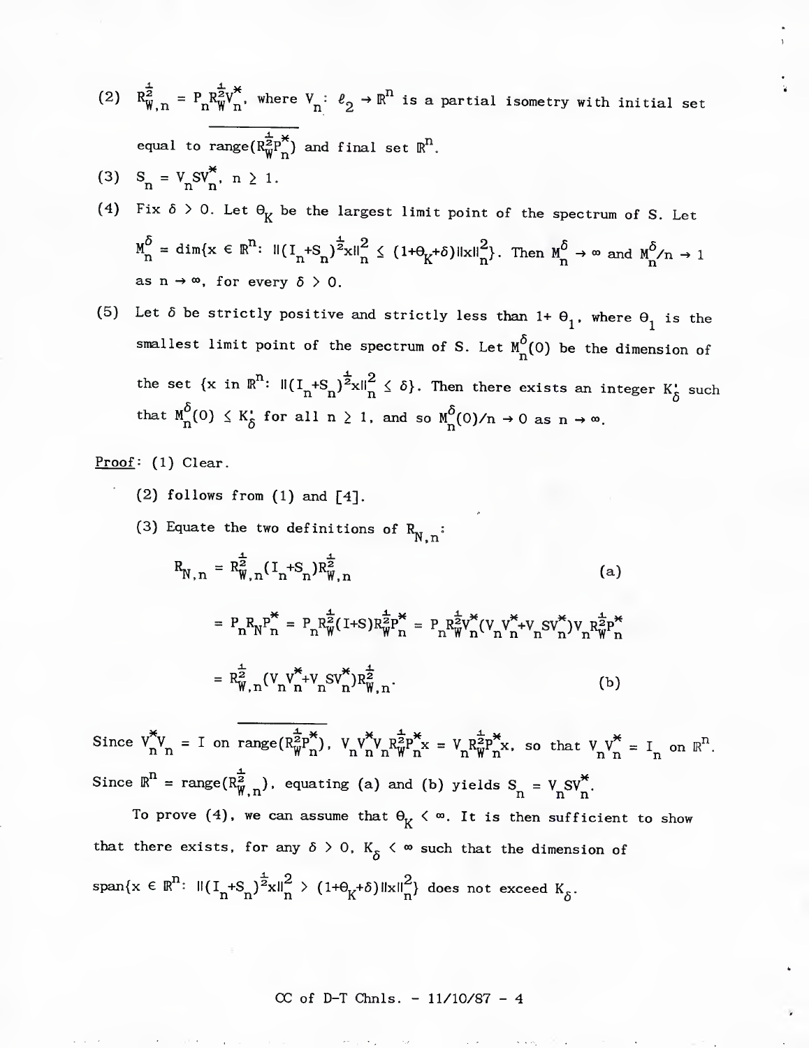(2) $R^{\frac{1}{2}}_{W,n} = P_n R^{\frac{1}{2}}_W V^*_n$, where $V_n: \ell_2 \to \mathbb{R}^n$ is a partial isometry with initial set equal to $\overline{\text{range}(R^{\frac{1}{2}}_W P^*_n)}$ and final set $\mathbb{R}^n$.

(3) $S_n = V_n S V^*_n$, $n \geq 1$.

(4) Fix $\delta > 0$. Let $\Theta_K$ be the largest limit point of the spectrum of S. Let $M^\delta_n = \dim\{x \in \mathbb{R}^n: \|(I_n+S_n)^{\frac{1}{2}}x\|^2_n \leq (1+\Theta_K+\delta)\|x\|^2_n\}$. Then $M^\delta_n \to \infty$ and $M^\delta_n/n \to 1$ as $n \to \infty$, for every $\delta > 0$.

(5) Let $\delta$ be strictly positive and strictly less than $1+\Theta_1$, where $\Theta_1$ is the smallest limit point of the spectrum of S. Let $M^\delta_n(0)$ be the dimension of the set $\{x \text{ in } \mathbb{R}^n: \|(I_n+S_n)^{\frac{1}{2}}x\|^2_n \leq \delta\}$. Then there exists an integer $K'_\delta$ such that $M^\delta_n(0) \leq K'_\delta$ for all $n \geq 1$, and so $M^\delta_n(0)/n \to 0$ as $n \to \infty$.

Proof: (1) Clear.

(2) follows from (1) and [4].

(3) Equate the two definitions of $R_{N,n}$:

$$R_{N,n} = R^{\frac{1}{2}}_{W,n}(I_n+S_n)R^{\frac{1}{2}}_{W,n} \tag{a}$$

$$= P_n R_N P^*_n = P_n R^{\frac{1}{2}}_W(I+S)R^{\frac{1}{2}}_W P^*_n = P_n R^{\frac{1}{2}}_W V^*_n(V_n V^*_n + V_n S V^*_n)V_n R^{\frac{1}{2}}_W P^*_n$$

$$= R^{\frac{1}{2}}_{W,n}(V_n V^*_n + V_n S V^*_n)R^{\frac{1}{2}}_{W,n}. \tag{b}$$

Since $V^*_n V_n = I$ on $\overline{\text{range}(R^{\frac{1}{2}}_W P^*_n)}$, $V_n V^*_n V_n R^{\frac{1}{2}}_W P^*_n x = V_n R^{\frac{1}{2}}_W P^*_n x$, so that $V_n V^*_n = I_n$ on $\mathbb{R}^n$. Since $\mathbb{R}^n = \text{range}(R^{\frac{1}{2}}_{W,n})$, equating (a) and (b) yields $S_n = V_n S V^*_n$.

To prove (4), we can assume that $\Theta_K < \infty$. It is then sufficient to show that there exists, for any $\delta > 0$, $K_\delta < \infty$ such that the dimension of $\text{span}\{x \in \mathbb{R}^n: \|(I_n+S_n)^{\frac{1}{2}}x\|^2_n > (1+\Theta_K+\delta)\|x\|^2_n\}$ does not exceed $K_\delta$.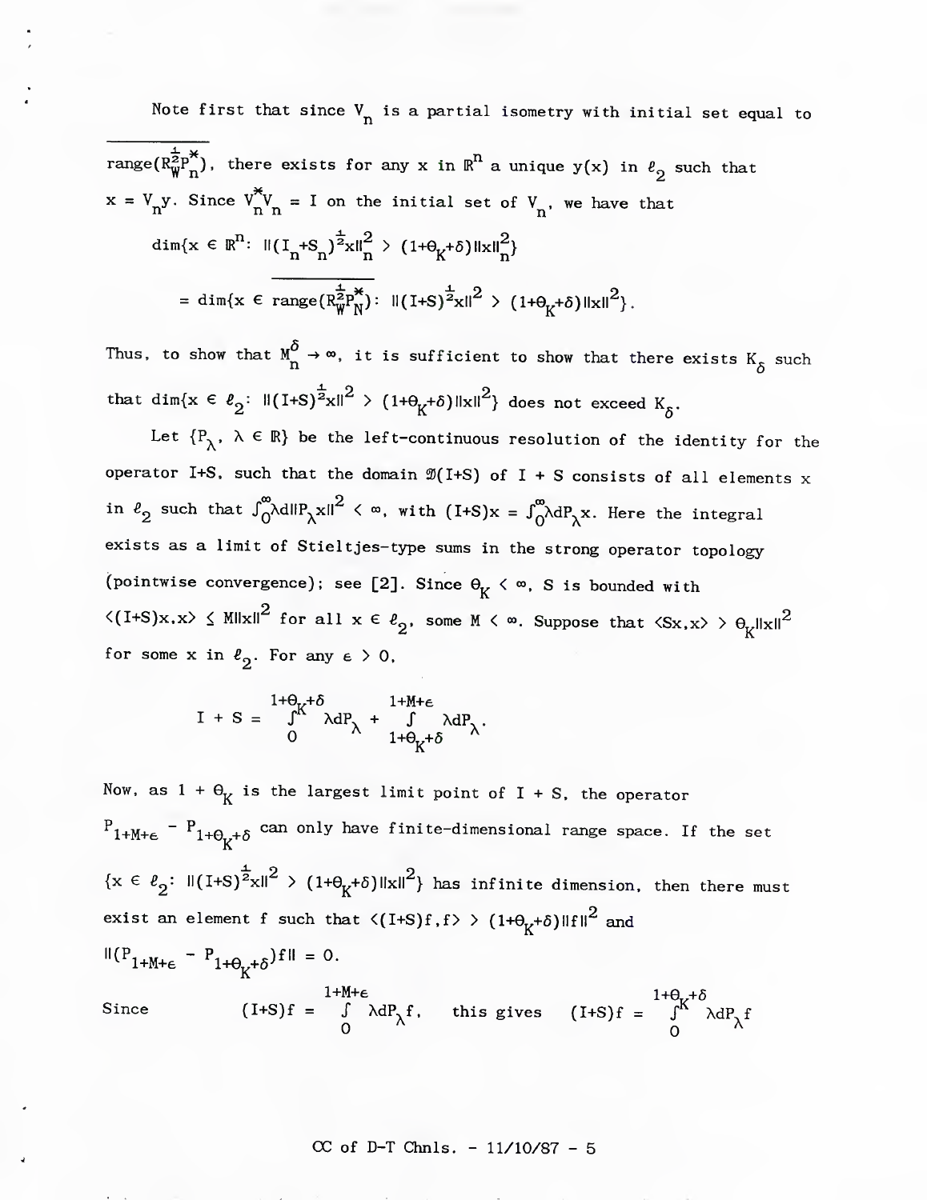Note first that since $V_n$ is a partial isometry with initial set equal to $\overline{\text{range}(R_W^{\frac{1}{2}}P_n^*)}$, there exists for any x in $\mathbb{R}^n$ a unique y(x) in $\ell_2$ such that $x = V_n y$. Since $V_n^* V_n = I$ on the initial set of $V_n$, we have that

$$\dim\{x \in \mathbb{R}^n\colon \|(I_n+S_n)^{\frac{1}{2}}x\|_n^2 > (1+\Theta_K+\delta)\|x\|_n^2\}$$

$$= \dim\{x \in \overline{\text{range}(R_W^{\frac{1}{2}}P_N^*)}\colon \|(I+S)^{\frac{1}{2}}x\|^2 > (1+\Theta_K+\delta)\|x\|^2\}.$$

Thus, to show that $M_n^\delta \to \infty$, it is sufficient to show that there exists $K_\delta$ such that $\dim\{x \in \ell_2\colon \|(I+S)^{\frac{1}{2}}x\|^2 > (1+\Theta_K+\delta)\|x\|^2\}$ does not exceed $K_\delta$.

Let $\{P_\lambda,\ \lambda \in \mathbb{R}\}$ be the left-continuous resolution of the identity for the operator I+S, such that the domain $\mathfrak{D}(I+S)$ of I + S consists of all elements x in $\ell_2$ such that $\int_0^\infty \lambda d\|P_\lambda x\|^2 < \infty$, with $(I+S)x = \int_0^\infty \lambda dP_\lambda x$. Here the integral exists as a limit of Stieltjes-type sums in the strong operator topology (pointwise convergence); see [2]. Since $\Theta_K < \infty$, S is bounded with $\langle (I+S)x,x\rangle \le M\|x\|^2$ for all $x \in \ell_2$, some $M < \infty$. Suppose that $\langle Sx,x\rangle > \Theta_K\|x\|^2$ for some x in $\ell_2$. For any $\epsilon > 0$,

$$I + S = \int_0^{1+\Theta_K+\delta} \lambda dP_\lambda + \int_{1+\Theta_K+\delta}^{1+M+\epsilon} \lambda dP_\lambda.$$

Now, as $1 + \Theta_K$ is the largest limit point of I + S, the operator $P_{1+M+\epsilon} - P_{1+\Theta_K+\delta}$ can only have finite-dimensional range space. If the set $\{x \in \ell_2\colon \|(I+S)^{\frac{1}{2}}x\|^2 > (1+\Theta_K+\delta)\|x\|^2\}$ has infinite dimension, then there must exist an element f such that $\langle (I+S)f,f\rangle > (1+\Theta_K+\delta)\|f\|^2$ and $\|(P_{1+M+\epsilon} - P_{1+\Theta_K+\delta})f\| = 0$.

Since $\quad (I+S)f = \int_0^{1+M+\epsilon} \lambda dP_\lambda f, \quad$ this gives $\quad (I+S)f = \int_0^{1+\Theta_K+\delta} \lambda dP_\lambda f$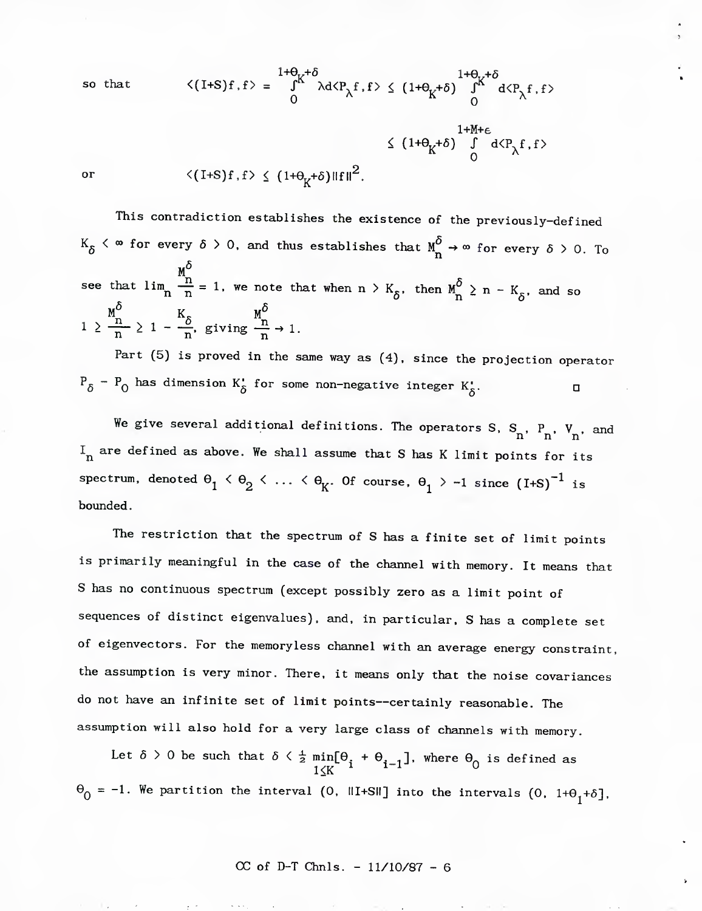so that $$\langle (I+S)f,f\rangle = \int_0^{1+\Theta_K+\delta} \lambda d\langle P_\lambda f,f\rangle \le (1+\Theta_K+\delta) \int_0^{1+\Theta_K+\delta} d\langle P_\lambda f,f\rangle$$

$$\le (1+\Theta_K+\delta) \int_0^{1+M+\varepsilon} d\langle P_\lambda f,f\rangle$$

or $$\langle (I+S)f,f\rangle \le (1+\Theta_K+\delta)\|f\|^2.$$

This contradiction establishes the existence of the previously-defined $K_\delta < \infty$ for every $\delta > 0$, and thus establishes that $M_n^\delta \to \infty$ for every $\delta > 0$. To see that $\lim_n \frac{M_n^\delta}{n} = 1$, we note that when $n > K_\delta$, then $M_n^\delta \ge n - K_\delta$, and so $1 \ge \frac{M_n^\delta}{n} \ge 1 - \frac{K_\delta}{n}$, giving $\frac{M_n^\delta}{n} \to 1$.

Part (5) is proved in the same way as (4), since the projection operator $P_\delta - P_0$ has dimension $K_\delta'$ for some non-negative integer $K_\delta'$. □

We give several additional definitions. The operators $S$, $S_n$, $P_n$, $V_n$, and $I_n$ are defined as above. We shall assume that $S$ has $K$ limit points for its spectrum, denoted $\Theta_1 < \Theta_2 < \ldots < \Theta_K$. Of course, $\Theta_1 > -1$ since $(I+S)^{-1}$ is bounded.

The restriction that the spectrum of $S$ has a finite set of limit points is primarily meaningful in the case of the channel with memory. It means that $S$ has no continuous spectrum (except possibly zero as a limit point of sequences of distinct eigenvalues), and, in particular, $S$ has a complete set of eigenvectors. For the memoryless channel with an average energy constraint, the assumption is very minor. There, it means only that the noise covariances do not have an infinite set of limit points--certainly reasonable. The assumption will also hold for a very large class of channels with memory.

Let $\delta > 0$ be such that $\delta < \frac{1}{2} \min_{1 \le K} [\Theta_i + \Theta_{i-1}]$, where $\Theta_0$ is defined as $\Theta_0 = -1$. We partition the interval $(0, \|I+S\|]$ into the intervals $(0, 1+\Theta_1+\delta]$,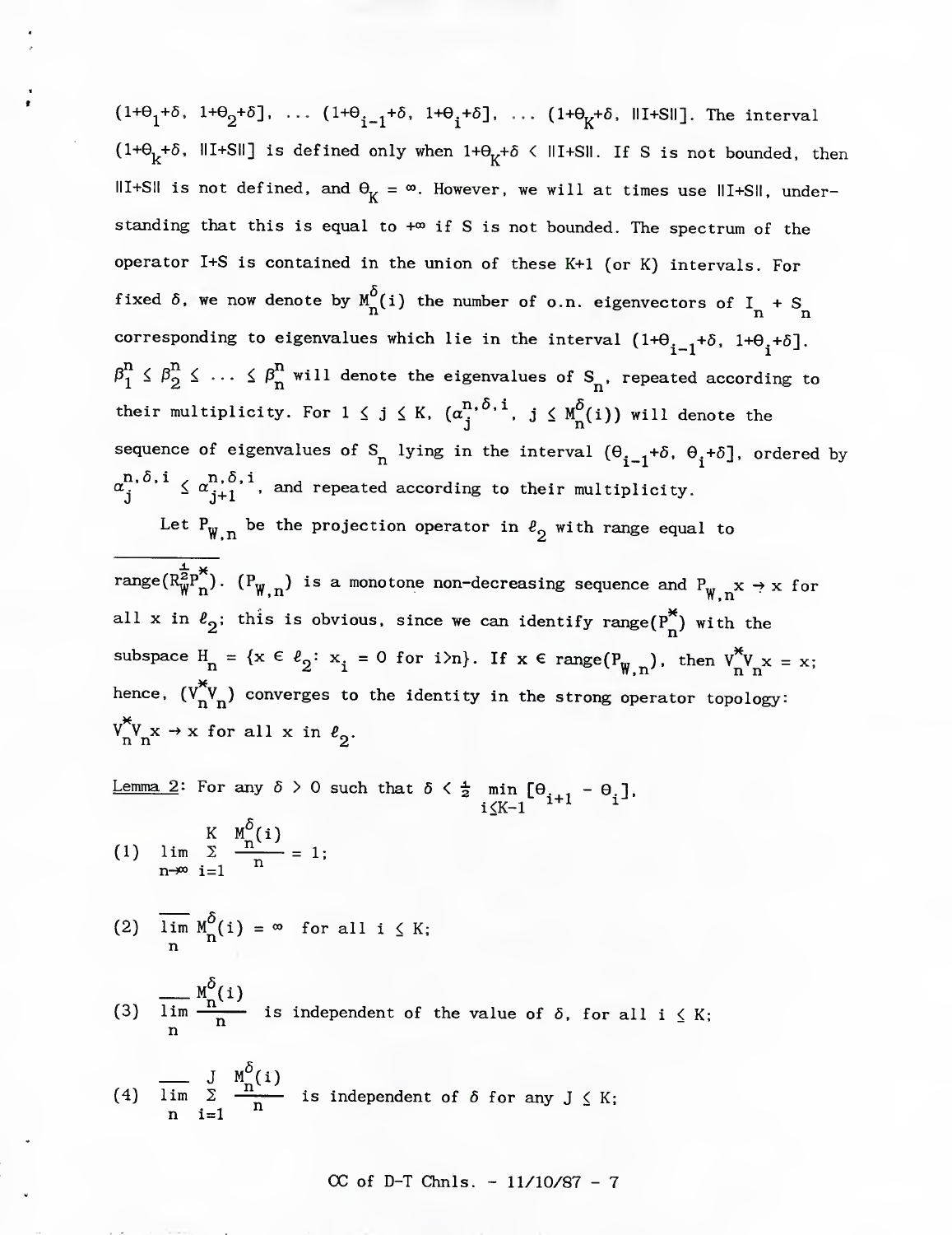$(1+\Theta_1+\delta,\ 1+\Theta_2+\delta],\ \ldots\ (1+\Theta_{i-1}+\delta,\ 1+\Theta_i+\delta],\ \ldots\ (1+\Theta_K+\delta,\ \|I+S\|]$. The interval $(1+\Theta_k+\delta,\ \|I+S\|]$ is defined only when $1+\Theta_K+\delta < \|I+S\|$. If S is not bounded, then $\|I+S\|$ is not defined, and $\Theta_K = \infty$. However, we will at times use $\|I+S\|$, understanding that this is equal to $+\infty$ if S is not bounded. The spectrum of the operator I+S is contained in the union of these K+1 (or K) intervals. For fixed $\delta$, we now denote by $M_n^{\delta}(i)$ the number of o.n. eigenvectors of $I_n + S_n$ corresponding to eigenvalues which lie in the interval $(1+\Theta_{i-1}+\delta,\ 1+\Theta_i+\delta]$. $\beta_1^n \leq \beta_2^n \leq \ldots \leq \beta_n^n$ will denote the eigenvalues of $S_n$, repeated according to their multiplicity. For $1 \leq j \leq K$, $(\alpha_j^{n,\delta,i},\ j \leq M_n^{\delta}(i))$ will denote the sequence of eigenvalues of $S_n$ lying in the interval $(\Theta_{i-1}+\delta,\ \Theta_i+\delta]$, ordered by $\alpha_j^{n,\delta,i} \leq \alpha_{j+1}^{n,\delta,i}$, and repeated according to their multiplicity.

Let $P_{W,n}$ be the projection operator in $\ell_2$ with range equal to $\overline{\text{range}(R_W^{\frac{1}{2}}P_n^*)}$. $(P_{W,n})$ is a monotone non-decreasing sequence and $P_{W,n}x \to x$ for all x in $\ell_2$; this is obvious, since we can identify range$(P_n^*)$ with the subspace $H_n = \{x \in \ell_2\colon x_i = 0 \text{ for } i>n\}$. If $x \in \text{range}(P_{W,n})$, then $V_n^*V_n x = x$; hence, $(V_n^*V_n)$ converges to the identity in the strong operator topology: $V_n^*V_n x \to x$ for all x in $\ell_2$.

<u>Lemma 2</u>: For any $\delta > 0$ such that $\delta < \frac{1}{2} \min_{i \leq K-1} [\Theta_{i+1} - \Theta_i]$,

(1) $\displaystyle \lim_{n\to\infty} \sum_{i=1}^{K} \frac{M_n^{\delta}(i)}{n} = 1;$

(2) $\displaystyle \overline{\lim_{n}}\, M_n^{\delta}(i) = \infty$ for all $i \leq K$;

(3) $\displaystyle \overline{\lim_{n}}\, \frac{M_n^{\delta}(i)}{n}$ is independent of the value of $\delta$, for all $i \leq K$;

(4) $\displaystyle \overline{\lim_{n}} \sum_{i=1}^{J} \frac{M_n^{\delta}(i)}{n}$ is independent of $\delta$ for any $J \leq K$;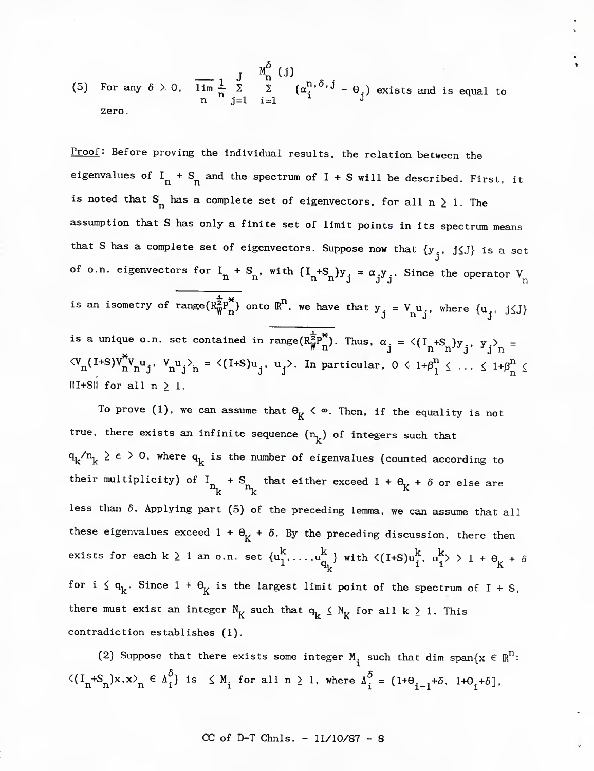(5) For any $\delta > 0$, $\overline{\lim_n} \frac{1}{n} \sum_{j=1}^{J} \sum_{i=1}^{M_n^\delta(j)} (\alpha_i^{n,\delta,j} - \theta_j)$ exists and is equal to zero.

Proof: Before proving the individual results, the relation between the eigenvalues of $I_n + S_n$ and the spectrum of $I + S$ will be described. First, it is noted that $S_n$ has a complete set of eigenvectors, for all $n \geq 1$. The assumption that S has only a finite set of limit points in its spectrum means that S has a complete set of eigenvectors. Suppose now that $\{y_j, j \leq J\}$ is a set of o.n. eigenvectors for $I_n + S_n$, with $(I_n + S_n)y_j = \alpha_j y_j$. Since the operator $V_n$ is an isometry of $\overline{\text{range}(R_W^{\frac{1}{2}} P_n^*)}$ onto $\mathbb{R}^n$, we have that $y_j = V_n u_j$, where $\{u_j, j \leq J\}$ is a unique o.n. set contained in $\overline{\text{range}(R_W^{\frac{1}{2}} P_n^*)}$. Thus, $\alpha_j = \langle (I_n + S_n)y_j, y_j \rangle_n = \langle V_n(I+S)V_n^* V_n u_j, V_n u_j \rangle_n = \langle (I+S)u_j, u_j \rangle$. In particular, $0 < 1+\beta_1^n \leq \ldots \leq 1+\beta_n^n \leq \|I+S\|$ for all $n \geq 1$.

To prove (1), we can assume that $\theta_K < \infty$. Then, if the equality is not true, there exists an infinite sequence $(n_k)$ of integers such that $q_k/n_k \geq \epsilon > 0$, where $q_k$ is the number of eigenvalues (counted according to their multiplicity) of $I_{n_k} + S_{n_k}$ that either exceed $1 + \theta_K + \delta$ or else are less than $\delta$. Applying part (5) of the preceding lemma, we can assume that all these eigenvalues exceed $1 + \theta_K + \delta$. By the preceding discussion, there then exists for each $k \geq 1$ an o.n. set $\{u_1^k, \ldots, u_{q_k}^k\}$ with $\langle (I+S)u_i^k, u_i^k \rangle > 1 + \theta_K + \delta$ for $i \leq q_k$. Since $1 + \theta_K$ is the largest limit point of the spectrum of $I + S$, there must exist an integer $N_K$ such that $q_k \leq N_K$ for all $k \geq 1$. This contradiction establishes (1).

(2) Suppose that there exists some integer $M_i$ such that dim span$\{x \in \mathbb{R}^n: \langle (I_n+S_n)x, x \rangle_n \in \Lambda_i^\delta\}$ is $\leq M_i$ for all $n \geq 1$, where $\Lambda_i^\delta = (1+\theta_{i-1}+\delta, 1+\theta_i+\delta]$,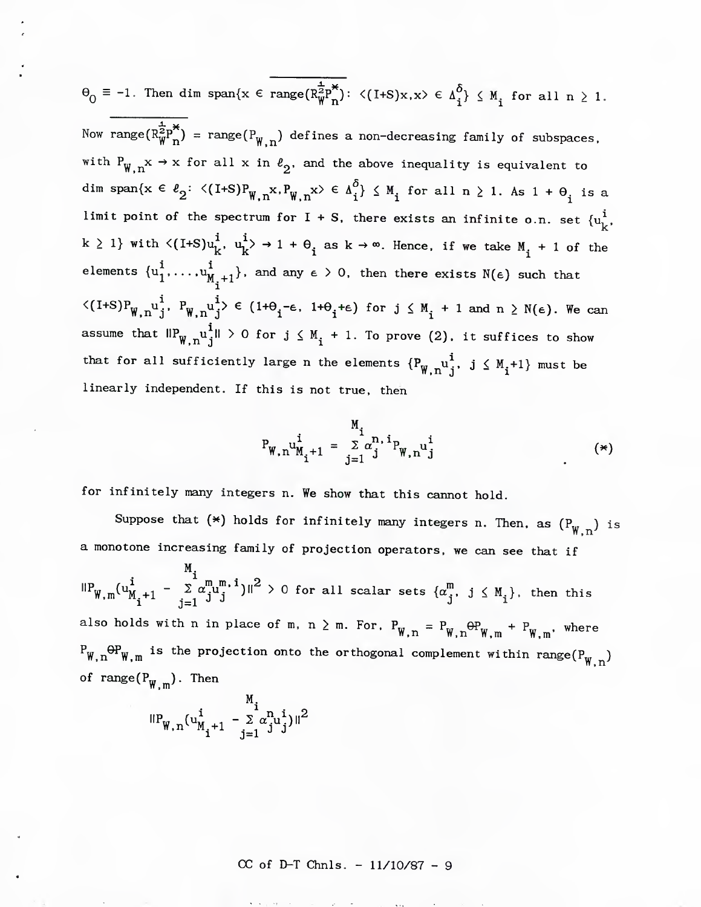$\theta_0 \equiv -1$. Then $\dim \overline{\text{span}\{x \in \text{range}(R_W^{\frac{1}{2}}P_n^*)\colon \langle (I+S)x,x\rangle \in \Delta_i^\delta\}} \leq M_i$ for all $n \geq 1$.

Now $\overline{\text{range}(R_W^{\frac{1}{2}}P_n^*)} = \text{range}(P_{W,n})$ defines a non-decreasing family of subspaces, with $P_{W,n}x \to x$ for all $x$ in $\ell_2$, and the above inequality is equivalent to $\dim \text{span}\{x \in \ell_2\colon \langle (I+S)P_{W,n}x, P_{W,n}x\rangle \in \Delta_i^\delta\} \leq M_i$ for all $n \geq 1$. As $1 + \theta_i$ is a limit point of the spectrum for $I + S$, there exists an infinite o.n. set $\{u_k^i, k \geq 1\}$ with $\langle (I+S)u_k^i, u_k^i\rangle \to 1 + \theta_i$ as $k \to \infty$. Hence, if we take $M_i + 1$ of the elements $\{u_1^i,\ldots,u_{M_i+1}^i\}$, and any $\epsilon > 0$, then there exists $N(\epsilon)$ such that $\langle (I+S)P_{W,n}u_j^i, P_{W,n}u_j^i\rangle \in (1+\theta_i-\epsilon, 1+\theta_i+\epsilon)$ for $j \leq M_i + 1$ and $n \geq N(\epsilon)$. We can assume that $\|P_{W,n}u_j^i\| > 0$ for $j \leq M_i + 1$. To prove (2), it suffices to show that for all sufficiently large $n$ the elements $\{P_{W,n}u_j^i, j \leq M_i+1\}$ must be linearly independent. If this is not true, then

$$P_{W,n}u_{M_i+1}^i = \sum_{j=1}^{M_i} \alpha_j^{n,i} P_{W,n}u_j^i \tag{$*$}$$

for infinitely many integers $n$. We show that this cannot hold.

Suppose that ($*$) holds for infinitely many integers $n$. Then, as $(P_{W,n})$ is a monotone increasing family of projection operators, we can see that if $\|P_{W,m}(u_{M_i+1}^i - \sum_{j=1}^{M_i} \alpha_j^m u_j^{m,i})\|^2 > 0$ for all scalar sets $\{\alpha_j^m, j \leq M_i\}$, then this also holds with $n$ in place of $m$, $n \geq m$. For, $P_{W,n} = P_{W,n}\ominus P_{W,m} + P_{W,m}$, where $P_{W,n}\ominus P_{W,m}$ is the projection onto the orthogonal complement within range($P_{W,n}$) of range($P_{W,m}$). Then

$$\|P_{W,n}(u_{M_i+1}^i - \sum_{j=1}^{M_i} \alpha_j^n u_j^i)\|^2$$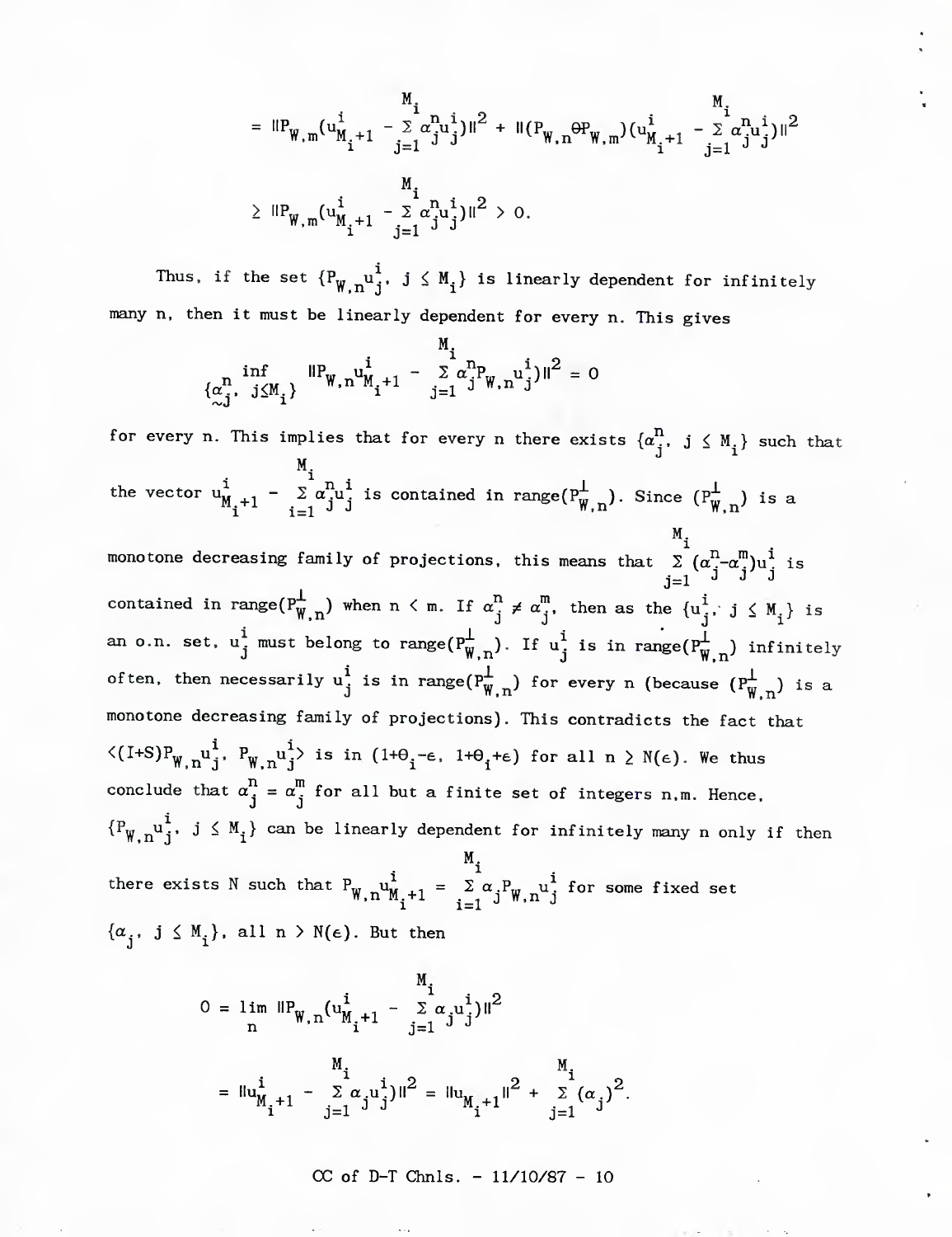$$= \|P_{W,m}(u^i_{M_i+1} - \sum_{j=1}^{M_i} \alpha^n_j u^i_j)\|^2 + \|(P_{W,n} \ominus P_{W,m})(u^i_{M_i+1} - \sum_{j=1}^{M_i} \alpha^n_j u^i_j)\|^2$$

$$\geq \|P_{W,m}(u^i_{M_i+1} - \sum_{j=1}^{M_i} \alpha^n_j u^i_j)\|^2 > 0.$$

Thus, if the set $\{P_{W,n}u^i_j,\ j \leq M_i\}$ is linearly dependent for infinitely many n, then it must be linearly dependent for every n. This gives

$$\inf_{\{\underset{\sim}{\alpha}^n_j,\ j \leq M_i\}} \|P_{W,n}u^i_{M_i+1} - \sum_{j=1}^{M_i} \alpha^n_j P_{W,n} u^i_j)\|^2 = 0$$

for every n. This implies that for every n there exists $\{\alpha^n_j,\ j \leq M_i\}$ such that the vector $u^i_{M_i+1} - \sum_{i=1}^{M_i} \alpha^n_j u^i_j$ is contained in range($P^{\perp}_{W,n}$). Since ($P^{\perp}_{W,n}$) is a monotone decreasing family of projections, this means that $\sum_{j=1}^{M_i} (\alpha^n_j - \alpha^m_j) u^i_j$ is contained in range($P^{\perp}_{W,n}$) when $n < m$. If $\alpha^n_j \neq \alpha^m_j$, then as the $\{u^i_j,\ j \leq M_i\}$ is an o.n. set, $u^i_j$ must belong to range($P^{\perp}_{W,n}$). If $u^i_j$ is in range($P^{\perp}_{W,n}$) infinitely often, then necessarily $u^i_j$ is in range($P^{\perp}_{W,n}$) for every n (because ($P^{\perp}_{W,n}$) is a monotone decreasing family of projections). This contradicts the fact that $\langle (I+S)P_{W,n}u^i_j,\ P_{W,n}u^i_j \rangle$ is in $(1+\theta_i-\epsilon,\ 1+\theta_i+\epsilon)$ for all $n \geq N(\epsilon)$. We thus conclude that $\alpha^n_j = \alpha^m_j$ for all but a finite set of integers n,m. Hence, $\{P_{W,n}u^i_j,\ j \leq M_i\}$ can be linearly dependent for infinitely many n only if then there exists N such that $P_{W,n}u^i_{M_i+1} = \sum_{i=1}^{M_i} \alpha_j P_{W,n} u^i_j$ for some fixed set $\{\alpha_j,\ j \leq M_i\}$, all $n > N(\epsilon)$. But then

$$0 = \lim_n \|P_{W,n}(u^i_{M_i+1} - \sum_{j=1}^{M_i} \alpha_j u^i_j)\|^2$$

$$= \|u^i_{M_i+1} - \sum_{j=1}^{M_i} \alpha_j u^i_j)\|^2 = \|u_{M_i+1}\|^2 + \sum_{j=1}^{M_i} (\alpha_j)^2.$$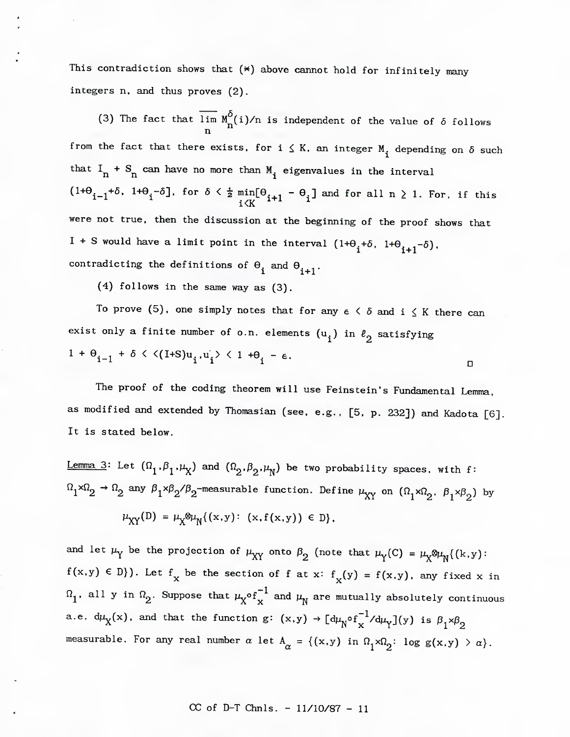This contradiction shows that (*) above cannot hold for infinitely many integers n, and thus proves (2).

(3) The fact that $\overline{\lim_n}\, M_n^{\delta}(i)/n$ is independent of the value of $\delta$ follows from the fact that there exists, for $i \le K$, an integer $M_i$ depending on $\delta$ such that $I_n + S_n$ can have no more than $M_i$ eigenvalues in the interval $(1+\Theta_{i-1}+\delta,\ 1+\Theta_i-\delta]$, for $\delta < \frac{1}{2}\min_{i<K}[\Theta_{i+1} - \Theta_i]$ and for all $n \ge 1$. For, if this were not true, then the discussion at the beginning of the proof shows that $I + S$ would have a limit point in the interval $(1+\Theta_i+\delta,\ 1+\Theta_{i+1}-\delta)$, contradicting the definitions of $\Theta_i$ and $\Theta_{i+1}$.

(4) follows in the same way as (3).

To prove (5), one simply notes that for any $\epsilon < \delta$ and $i \le K$ there can exist only a finite number of o.n. elements $(u_i)$ in $\ell_2$ satisfying $1 + \Theta_{i-1} + \delta < \langle (I+S)u_i, u_i\rangle < 1 + \Theta_i - \epsilon$. □

The proof of the coding theorem will use Feinstein's Fundamental Lemma, as modified and extended by Thomasian (see, e.g., [5, p. 232]) and Kadota [6]. It is stated below.

Lemma 3: Let $(\Omega_1, \beta_1, \mu_X)$ and $(\Omega_2, \beta_2, \mu_N)$ be two probability spaces, with $f$: $\Omega_1 \times \Omega_2 \to \Omega_2$ any $\beta_1 \times \beta_2 / \beta_2$-measurable function. Define $\mu_{XY}$ on $(\Omega_1 \times \Omega_2,\ \beta_1 \times \beta_2)$ by

$$\mu_{XY}(D) = \mu_X \otimes \mu_N\{(x,y):\ (x, f(x,y)) \in D\},$$

and let $\mu_Y$ be the projection of $\mu_{XY}$ onto $\beta_2$ (note that $\mu_Y(C) = \mu_X \otimes \mu_N\{(k,y):\ f(x,y) \in D\}$). Let $f_x$ be the section of $f$ at $x$: $f_x(y) = f(x,y)$, any fixed $x$ in $\Omega_1$, all $y$ in $\Omega_2$. Suppose that $\mu_X \circ f_x^{-1}$ and $\mu_N$ are mutually absolutely continuous a.e. $d\mu_X(x)$, and that the function $g$: $(x,y) \to [d\mu_N \circ f_x^{-1}/d\mu_Y](y)$ is $\beta_1 \times \beta_2$ measurable. For any real number $\alpha$ let $A_\alpha = \{(x,y) \text{ in } \Omega_1 \times \Omega_2:\ \log g(x,y) > \alpha\}$.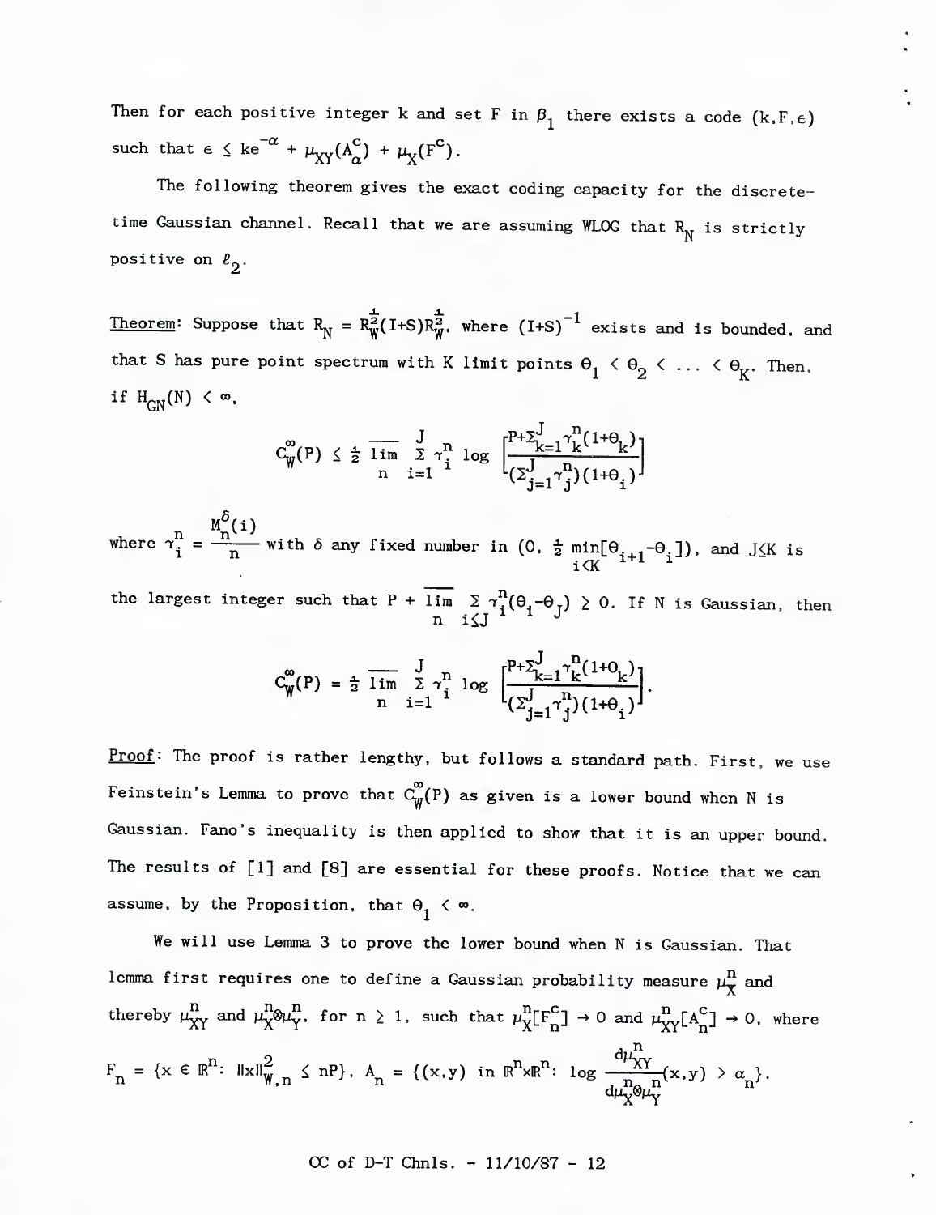Then for each positive integer k and set F in $\beta_1$ there exists a code $(k, F, \epsilon)$ such that $\epsilon \leq ke^{-\alpha} + \mu_{XY}(A_\alpha^c) + \mu_X(F^c)$.

The following theorem gives the exact coding capacity for the discrete-time Gaussian channel. Recall that we are assuming WLOG that $R_N$ is strictly positive on $\ell_2$.

Theorem: Suppose that $R_N = R_W^{\frac{1}{2}}(I+S)R_W^{\frac{1}{2}}$, where $(I+S)^{-1}$ exists and is bounded, and that S has pure point spectrum with K limit points $\theta_1 < \theta_2 < \ldots < \theta_K$. Then, if $H_{GN}(N) < \infty$,

$$C_W^\infty(P) \leq \tfrac{1}{2} \overline{\lim_n} \sum_{i=1}^{J} \gamma_i^n \log \left[\frac{P + \sum_{k=1}^{J} \gamma_k^n (1+\theta_k)}{(\sum_{j=1}^{J} \gamma_j^n)(1+\theta_i)}\right]$$

where $\gamma_i^n = \frac{M_n^\delta(i)}{n}$ with $\delta$ any fixed number in $(0, \frac{1}{2} \min_{i<K}[\theta_{i+1} - \theta_i])$, and $J \leq K$ is the largest integer such that $P + \overline{\lim_n} \sum_{i \leq J} \gamma_i^n (\theta_i - \theta_J) \geq 0$. If N is Gaussian, then

$$C_W^\infty(P) = \tfrac{1}{2} \overline{\lim_n} \sum_{i=1}^{J} \gamma_i^n \log \left[\frac{P + \sum_{k=1}^{J} \gamma_k^n (1+\theta_k)}{(\sum_{j=1}^{J} \gamma_j^n)(1+\theta_i)}\right].$$

Proof: The proof is rather lengthy, but follows a standard path. First, we use Feinstein's Lemma to prove that $C_W^\infty(P)$ as given is a lower bound when N is Gaussian. Fano's inequality is then applied to show that it is an upper bound. The results of [1] and [8] are essential for these proofs. Notice that we can assume, by the Proposition, that $\theta_1 < \infty$.

We will use Lemma 3 to prove the lower bound when N is Gaussian. That lemma first requires one to define a Gaussian probability measure $\mu_X^n$ and thereby $\mu_{XY}^n$ and $\mu_X^n \otimes \mu_Y^n$, for $n \geq 1$, such that $\mu_X^n[F_n^c] \to 0$ and $\mu_{XY}^n[A_n^c] \to 0$, where $F_n = \{x \in \mathbb{R}^n : \|x\|_{W,n}^2 \leq nP\}$, $A_n = \{(x,y) \text{ in } \mathbb{R}^n \times \mathbb{R}^n : \log \frac{d\mu_{XY}^n}{d\mu_X^n \otimes \mu_Y^n}(x,y) > \alpha_n\}$.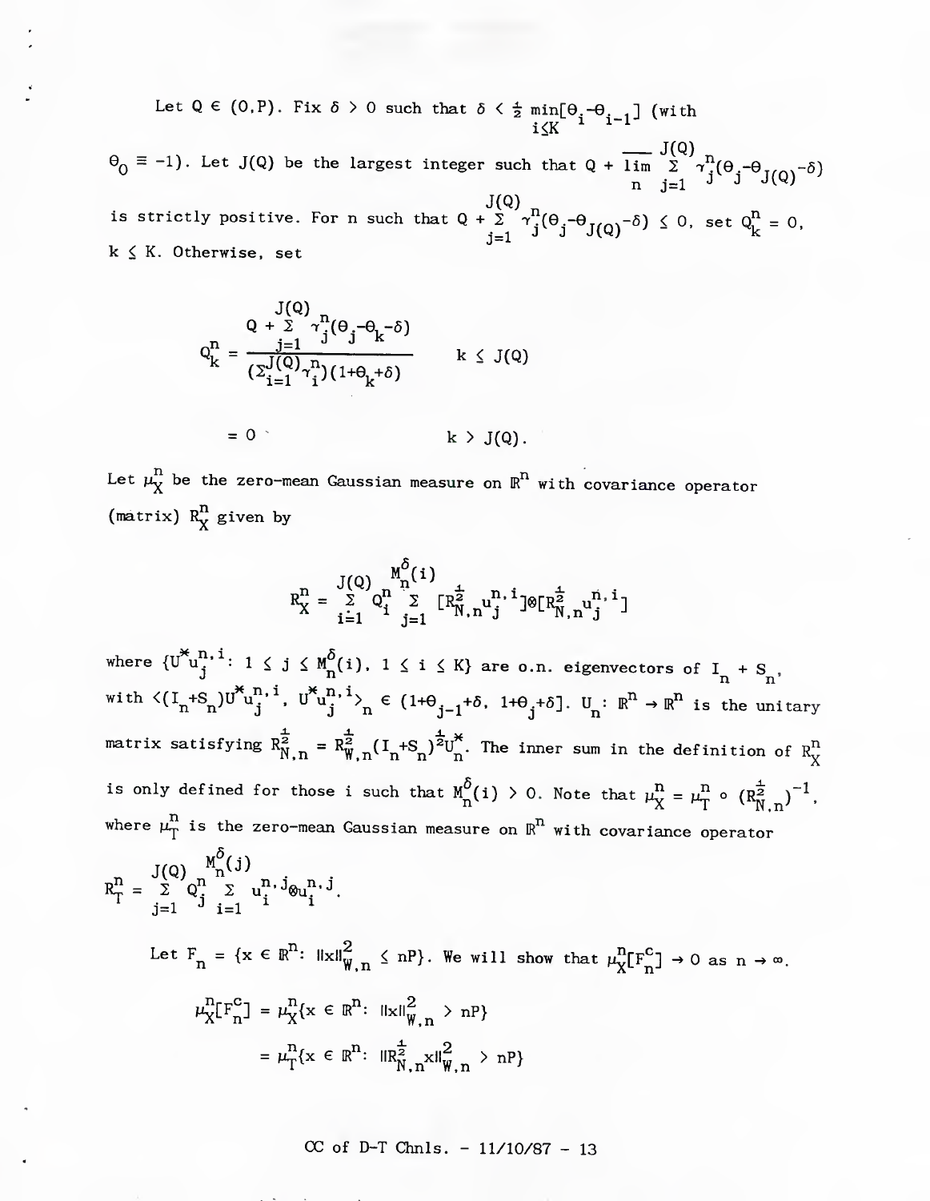Let $Q \in (0,P)$. Fix $\delta > 0$ such that $\delta < \frac{1}{2} \min_{i \le K}[\theta_i - \theta_{i-1}]$ (with $\theta_0 \equiv -1$). Let $J(Q)$ be the largest integer such that $Q + \overline{\lim_n} \sum_{j=1}^{J(Q)} \gamma_j^n(\theta_j - \theta_{J(Q)} - \delta)$ is strictly positive. For $n$ such that $Q + \sum_{j=1}^{J(Q)} \gamma_j^n(\theta_j - \theta_{J(Q)} - \delta) \le 0$, set $Q_k^n = 0$, $k \le K$. Otherwise, set

$$Q_k^n = \frac{Q + \sum_{j=1}^{J(Q)} \gamma_j^n(\theta_j - \theta_k - \delta)}{(\sum_{i=1}^{J(Q)} \gamma_i^n)(1+\theta_k+\delta)} \qquad k \le J(Q)$$

$$= 0 \qquad\qquad k > J(Q).$$

Let $\mu_X^n$ be the zero-mean Gaussian measure on $\mathbb{R}^n$ with covariance operator (matrix) $R_X^n$ given by

$$R_X^n = \sum_{i=1}^{J(Q)} Q_i^n \sum_{j=1}^{M_n^\delta(i)} [R_{N,n}^{\frac{1}{2}} u_j^{n,i}] \otimes [R_{N,n}^{\frac{1}{2}} u_j^{n,i}]$$

where $\{U^* u_j^{n,i}: 1 \le j \le M_n^\delta(i),\ 1 \le i \le K\}$ are o.n. eigenvectors of $I_n + S_n$, with $\langle (I_n+S_n)U^* u_j^{n,i}, U^* u_j^{n,i} \rangle_n \in (1+\theta_{j-1}+\delta,\ 1+\theta_j+\delta]$. $U_n: \mathbb{R}^n \to \mathbb{R}^n$ is the unitary matrix satisfying $R_{N,n}^{\frac{1}{2}} = R_{W,n}^{\frac{1}{2}}(I_n+S_n)^{\frac{1}{2}} U_n^*$. The inner sum in the definition of $R_X^n$ is only defined for those $i$ such that $M_n^\delta(i) > 0$. Note that $\mu_X^n = \mu_T^n \circ (R_{N,n}^{\frac{1}{2}})^{-1}$, where $\mu_T^n$ is the zero-mean Gaussian measure on $\mathbb{R}^n$ with covariance operator

$$R_T^n = \sum_{j=1}^{J(Q)} Q_j^n \sum_{i=1}^{M_n^\delta(j)} u_i^{n,j} \otimes u_i^{n,j}.$$

Let $F_n = \{x \in \mathbb{R}^n: \|x\|_{W,n}^2 \le nP\}$. We will show that $\mu_X^n[F_n^c] \to 0$ as $n \to \infty$.

$$\mu_X^n[F_n^c] = \mu_X^n\{x \in \mathbb{R}^n: \|x\|_{W,n}^2 > nP\}$$

$$= \mu_T^n\{x \in \mathbb{R}^n: \|R_{N,n}^{\frac{1}{2}} x\|_{W,n}^2 > nP\}$$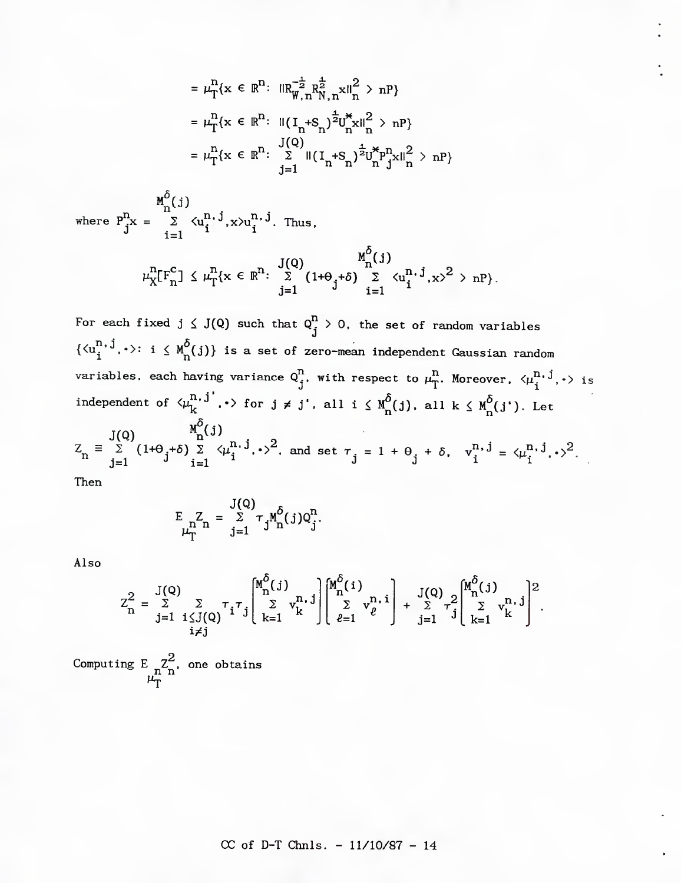$$= \mu_T^n\{x \in \mathbb{R}^n: \|R_{W,n}^{-\frac{1}{2}} R_{N,n}^{\frac{1}{2}} x\|_n^2 > nP\}$$

$$= \mu_T^n\{x \in \mathbb{R}^n: \|(I_n+S_n)^{\frac{1}{2}} U_n^* x\|_n^2 > nP\}$$

$$= \mu_T^n\{x \in \mathbb{R}^n: \sum_{j=1}^{J(Q)} \|(I_n+S_n)^{\frac{1}{2}} U_n^* P_j^n x\|_n^2 > nP\}$$

where $P_j^n x = \sum_{i=1}^{M_n^\delta(j)} \langle u_i^{n,j}, x\rangle u_i^{n,j}$. Thus,

$$\mu_X^n[F_n^c] \leq \mu_T^n\{x \in \mathbb{R}^n: \sum_{j=1}^{J(Q)} (1+\Theta_j+\delta) \sum_{i=1}^{M_n^\delta(j)} \langle u_i^{n,j}, x\rangle^2 > nP\}.$$

For each fixed $j \leq J(Q)$ such that $Q_j^n > 0$, the set of random variables $\{\langle u_i^{n,j}, \cdot\rangle: i \leq M_n^\delta(j)\}$ is a set of zero-mean independent Gaussian random variables, each having variance $Q_j^n$, with respect to $\mu_T^n$. Moreover, $\langle \mu_i^{n,j}, \cdot\rangle$ is independent of $\langle \mu_k^{n,j'}, \cdot\rangle$ for $j \neq j'$, all $i \leq M_n^\delta(j)$, all $k \leq M_n^\delta(j')$. Let $Z_n \equiv \sum_{j=1}^{J(Q)} (1+\Theta_j+\delta) \sum_{i=1}^{M_n^\delta(j)} \langle \mu_i^{n,j}, \cdot\rangle^2$, and set $\tau_j = 1 + \Theta_j + \delta$, $v_i^{n,j} = \langle \mu_i^{n,j}, \cdot\rangle^2$.

Then

$$E_{\mu_T^n} Z_n = \sum_{j=1}^{J(Q)} \tau_j M_n^\delta(j) Q_j^n.$$

Also

$$Z_n^2 = \sum_{j=1}^{J(Q)} \sum_{\substack{i \leq J(Q) \\ i \neq j}} \tau_i \tau_j \left[\sum_{k=1}^{M_n^\delta(j)} v_k^{n,j}\right] \left[\sum_{\ell=1}^{M_n^\delta(i)} v_\ell^{n,i}\right] + \sum_{j=1}^{J(Q)} \tau_j^2 \left[\sum_{k=1}^{M_n^\delta(j)} v_k^{n,j}\right]^2.$$

Computing $E_{\mu_T^n} Z_n^2$, one obtains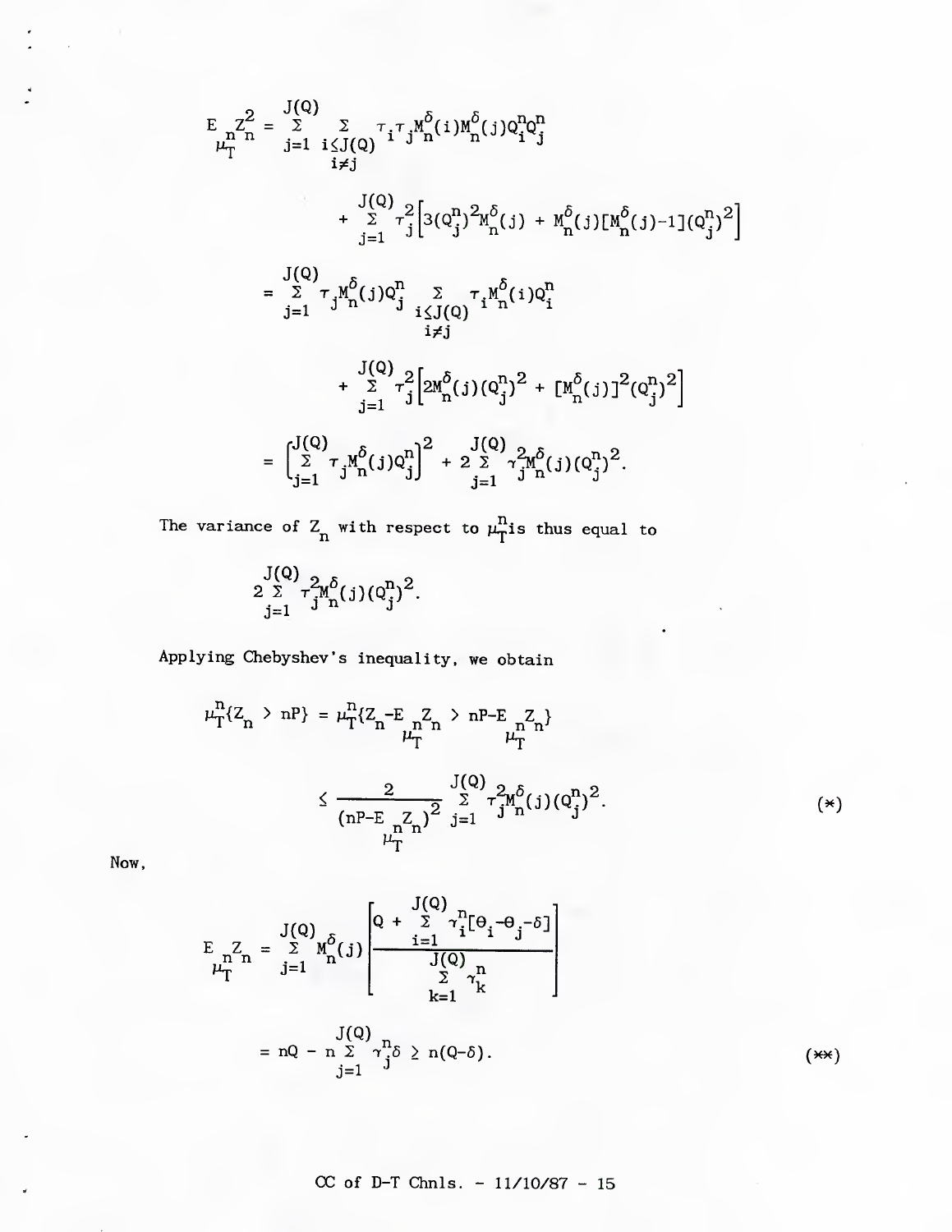$$E_{\mu_T^n} Z_n^2 = \sum_{j=1}^{J(Q)} \sum_{\substack{i \leq J(Q) \\ i \neq j}} \tau_i \tau_j M_n^\delta(i) M_n^\delta(j) Q_i^n Q_j^n$$

$$+ \sum_{j=1}^{J(Q)} \tau_j^2 \left[ 3(Q_j^n)^2 M_n^\delta(j) + M_n^\delta(j)[M_n^\delta(j)-1](Q_j^n)^2 \right]$$

$$= \sum_{j=1}^{J(Q)} \tau_j M_n^\delta(j) Q_j^n \sum_{\substack{i \leq J(Q) \\ i \neq j}} \tau_i M_n^\delta(i) Q_i^n$$

$$+ \sum_{j=1}^{J(Q)} \tau_j^2 \left[ 2M_n^\delta(j)(Q_j^n)^2 + [M_n^\delta(j)]^2 (Q_j^n)^2 \right]$$

$$= \left[ \sum_{j=1}^{J(Q)} \tau_j M_n^\delta(j) Q_j^n \right]^2 + 2 \sum_{j=1}^{J(Q)} \tau_j^2 M_n^\delta(j) (Q_j^n)^2 .$$

The variance of $Z_n$ with respect to $\mu_T^n$ is thus equal to

$$2 \sum_{j=1}^{J(Q)} \tau_j^2 M_n^\delta(j) (Q_j^n)^2 .$$

Applying Chebyshev's inequality, we obtain

$$\mu_T^n\{Z_n > nP\} = \mu_T^n\{Z_n - E_{\mu_T^n} Z_n > nP - E_{\mu_T^n} Z_n\}$$

$$\leq \frac{2}{(nP - E_{\mu_T^n} Z_n)^2} \sum_{j=1}^{J(Q)} \tau_j^2 M_n^\delta(j) (Q_j^n)^2 . \qquad (*)$$

Now,

$$E_{\mu_T^n} Z_n = \sum_{j=1}^{J(Q)} M_n^\delta(j) \left[ \frac{Q + \sum_{i=1}^{J(Q)} \gamma_i^n [\theta_i - \theta_j - \delta]}{\sum_{k=1}^{J(Q)} \gamma_k^n} \right]$$

$$= nQ - n \sum_{j=1}^{J(Q)} \gamma_j^n \delta \geq n(Q - \delta). \qquad (**)$$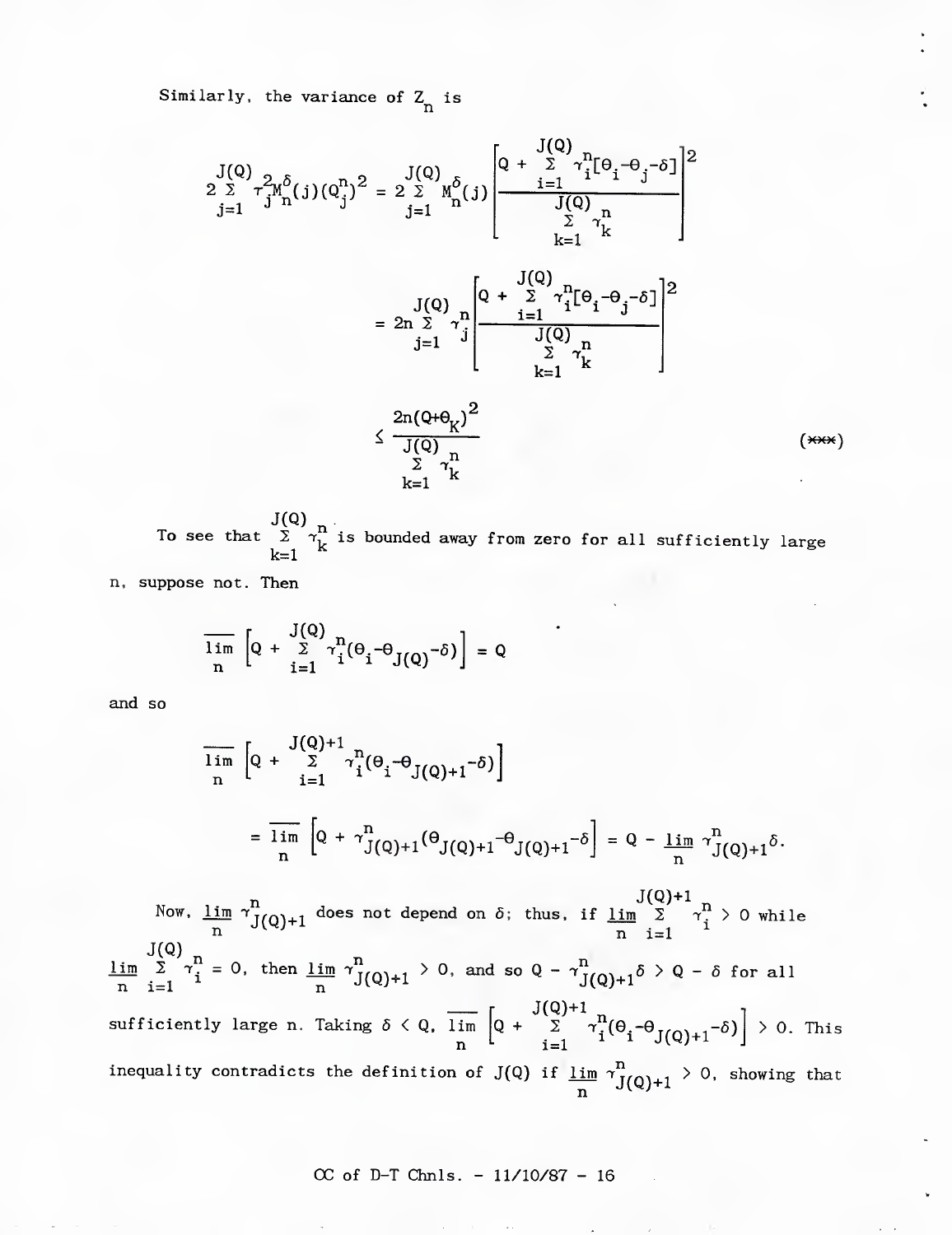Similarly, the variance of $Z_n$ is

$$2\sum_{j=1}^{J(Q)} \tau_j^2 M_n^\delta(j)(Q_j^n)^2 = 2\sum_{j=1}^{J(Q)} M_n^\delta(j)\left[\frac{Q + \sum_{i=1}^{J(Q)} \gamma_i^n[\theta_i-\theta_j-\delta]}{\sum_{k=1}^{J(Q)} \gamma_k^n}\right]^2$$

$$= 2n\sum_{j=1}^{J(Q)} \gamma_j^n\left[\frac{Q + \sum_{i=1}^{J(Q)} \gamma_i^n[\theta_i-\theta_j-\delta]}{\sum_{k=1}^{J(Q)} \gamma_k^n}\right]^2$$

$$\leq \frac{2n(Q+\theta_K)^2}{\sum_{k=1}^{J(Q)} \gamma_k^n} \qquad (***)$$

To see that $\sum_{k=1}^{J(Q)} \gamma_k^n$ is bounded away from zero for all sufficiently large $n$, suppose not. Then

$$\overline{\lim_n}\left[Q + \sum_{i=1}^{J(Q)} \gamma_i^n(\theta_i-\theta_{J(Q)}-\delta)\right] = Q$$

and so

$$\overline{\lim_n}\left[Q + \sum_{i=1}^{J(Q)+1} \gamma_i^n(\theta_i-\theta_{J(Q)+1}-\delta)\right]$$

$$= \overline{\lim_n}\left[Q + \gamma_{J(Q)+1}^n(\theta_{J(Q)+1}-\theta_{J(Q)+1}-\delta\right] = Q - \underline{\lim_n}\,\gamma_{J(Q)+1}^n\delta.$$

Now, $\underline{\lim_n}\,\gamma_{J(Q)+1}^n$ does not depend on $\delta$; thus, if $\underline{\lim_n}\sum_{i=1}^{J(Q)+1}\gamma_i^n > 0$ while $\underline{\lim_n}\sum_{i=1}^{J(Q)}\gamma_i^n = 0$, then $\underline{\lim_n}\,\gamma_{J(Q)+1}^n > 0$, and so $Q - \gamma_{J(Q)+1}^n\delta > Q - \delta$ for all sufficiently large $n$. Taking $\delta < Q$, $\overline{\lim_n}\left[Q + \sum_{i=1}^{J(Q)+1}\gamma_i^n(\theta_i-\theta_{J(Q)+1}-\delta)\right] > 0$. This inequality contradicts the definition of $J(Q)$ if $\underline{\lim_n}\,\gamma_{J(Q)+1}^n > 0$, showing that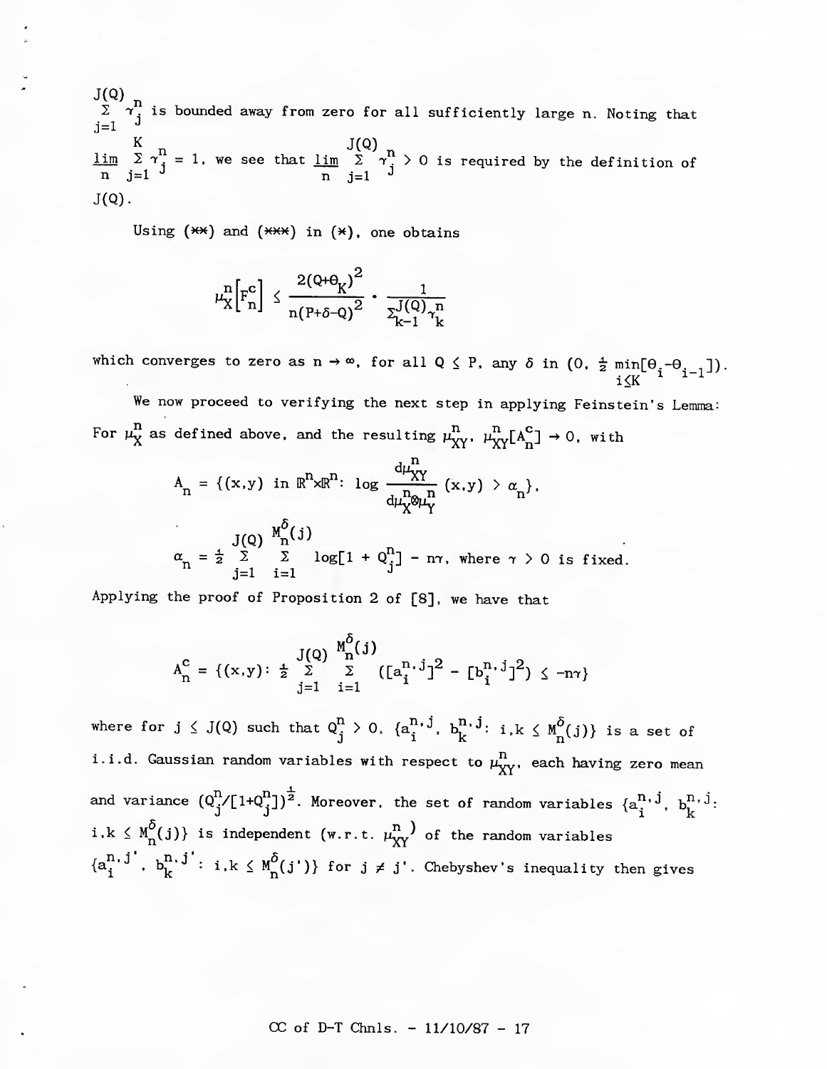$\sum_{j=1}^{J(Q)} \gamma_j^n$ is bounded away from zero for all sufficiently large n. Noting that $\underline{\lim}_n \sum_{j=1}^{K} \gamma_j^n = 1$, we see that $\underline{\lim}_n \sum_{j=1}^{J(Q)} \gamma_j^n > 0$ is required by the definition of $J(Q)$.

Using (\*\*) and (\*\*\*) in (\*), one obtains

$$\mu_X^n\left[F_n^c\right] \leq \frac{2(Q+\theta_K)^2}{n(P+\delta-Q)^2} \cdot \frac{1}{\Sigma_{k=1}^{J(Q)}\gamma_k^n}$$

which converges to zero as $n \to \infty$, for all $Q \leq P$, any $\delta$ in $(0, \frac{1}{2}\min_{i \leq K}[\theta_i - \theta_{i-1}])$.

We now proceed to verifying the next step in applying Feinstein's Lemma: For $\mu_X^n$ as defined above, and the resulting $\mu_{XY}^n$, $\mu_{XY}^n[A_n^c] \to 0$, with

$$A_n = \{(x,y) \text{ in } \mathbb{R}^n \times \mathbb{R}^n: \log \frac{d\mu_{XY}^n}{d\mu_X^n \otimes \mu_Y^n}(x,y) > \alpha_n\},$$

$$\alpha_n = \tfrac{1}{2} \sum_{j=1}^{J(Q)} \sum_{i=1}^{M_n^\delta(j)} \log[1 + Q_j^n] - n\gamma, \text{ where } \gamma > 0 \text{ is fixed.}$$

Applying the proof of Proposition 2 of [8], we have that

$$A_n^c = \{(x,y): \tfrac{1}{2} \sum_{j=1}^{J(Q)} \sum_{i=1}^{M_n^\delta(j)} ([a_i^{n,j}]^2 - [b_i^{n,j}]^2) \leq -n\gamma\}$$

where for $j \leq J(Q)$ such that $Q_j^n > 0$, $\{a_i^{n,j}, b_k^{n,j}: i,k \leq M_n^\delta(j)\}$ is a set of i.i.d. Gaussian random variables with respect to $\mu_{XY}^n$, each having zero mean and variance $(Q_j^n/[1+Q_j^n])^{\frac{1}{2}}$. Moreover, the set of random variables $\{a_i^{n,j}, b_k^{n,j}: i,k \leq M_n^\delta(j)\}$ is independent (w.r.t. $\mu_{XY}^n$) of the random variables $\{a_i^{n,j'}, b_k^{n,j'}: i,k \leq M_n^\delta(j')\}$ for $j \neq j'$. Chebyshev's inequality then gives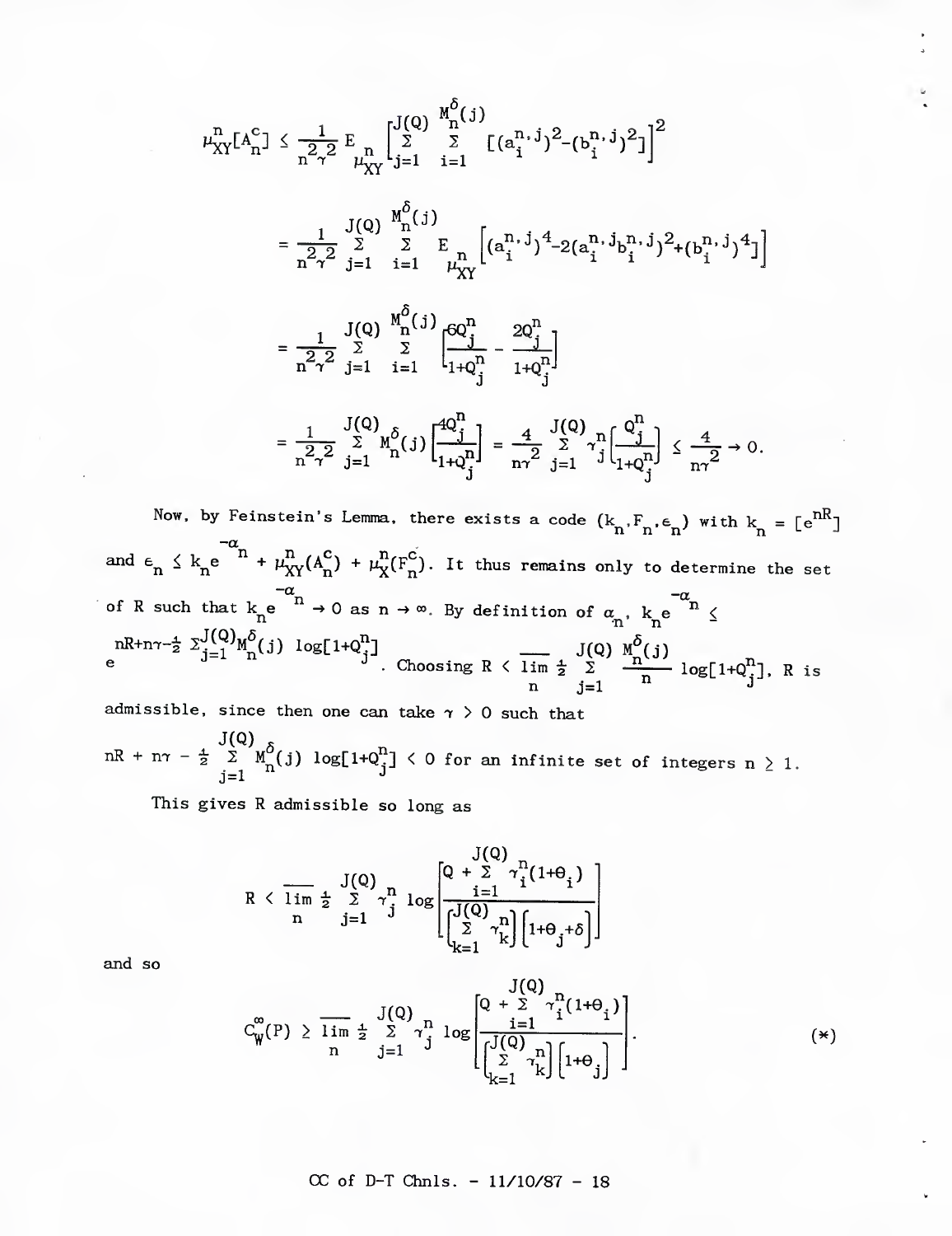$$\mu_{XY}^n[A_n^c] \le \frac{1}{n^2\gamma^2} E_{\mu_{XY}^n}\left[\sum_{j=1}^{J(Q)} \sum_{i=1}^{M_n^\delta(j)} [(a_i^{n,j})^2-(b_i^{n,j})^2]\right]^2$$

$$= \frac{1}{n^2\gamma^2} \sum_{j=1}^{J(Q)} \sum_{i=1}^{M_n^\delta(j)} E_{\mu_{XY}^n}\left[(a_i^{n,j})^4-2(a_i^{n,j}b_i^{n,j})^2+(b_i^{n,j})^4\right]$$

$$= \frac{1}{n^2\gamma^2} \sum_{j=1}^{J(Q)} \sum_{i=1}^{M_n^\delta(j)} \left[\frac{6Q_j^n}{1+Q_j^n} - \frac{2Q_j^n}{1+Q_j^n}\right]$$

$$= \frac{1}{n^2\gamma^2} \sum_{j=1}^{J(Q)} M_n^\delta(j)\left[\frac{4Q_j^n}{1+Q_j^n}\right] = \frac{4}{n\gamma^2} \sum_{j=1}^{J(Q)} \gamma_j^n\left[\frac{Q_j^n}{1+Q_j^n}\right] \le \frac{4}{n\gamma^2} \to 0.$$

Now, by Feinstein's Lemma, there exists a code $(k_n, F_n, \epsilon_n)$ with $k_n = [e^{nR}]$ and $\epsilon_n \le k_n e^{-\alpha_n} + \mu_{XY}^n(A_n^c) + \mu_X^n(F_n^c)$. It thus remains only to determine the set of R such that $k_n e^{-\alpha_n} \to 0$ as $n \to \infty$. By definition of $\alpha_n$, $k_n e^{-\alpha_n} \le e^{nR+n\gamma-\frac{1}{2}\sum_{j=1}^{J(Q)} M_n^\delta(j) \log[1+Q_j^n]}$. Choosing $R < \overline{\lim_n} \frac{1}{2} \sum_{j=1}^{J(Q)} \frac{M_n^\delta(j)}{n} \log[1+Q_j^n]$, R is admissible, since then one can take $\gamma > 0$ such that

$nR + n\gamma - \frac{1}{2} \sum_{j=1}^{J(Q)} M_n^\delta(j) \log[1+Q_j^n] < 0$ for an infinite set of integers $n \ge 1$.

This gives R admissible so long as

$$R < \overline{\lim_n} \frac{1}{2} \sum_{j=1}^{J(Q)} \gamma_j^n \log\left[\frac{Q + \sum_{i=1}^{J(Q)} \gamma_i^n(1+\theta_i)}{\left[\sum_{k=1}^{J(Q)} \gamma_k^n\right]\left[1+\theta_j+\delta\right]}\right]$$

and so

$$C_W^\infty(P) \ge \overline{\lim_n} \frac{1}{2} \sum_{j=1}^{J(Q)} \gamma_j^n \log\left[\frac{Q + \sum_{i=1}^{J(Q)} \gamma_i^n(1+\theta_i)}{\left[\sum_{k=1}^{J(Q)} \gamma_k^n\right]\left[1+\theta_j\right]}\right]. \tag{*}$$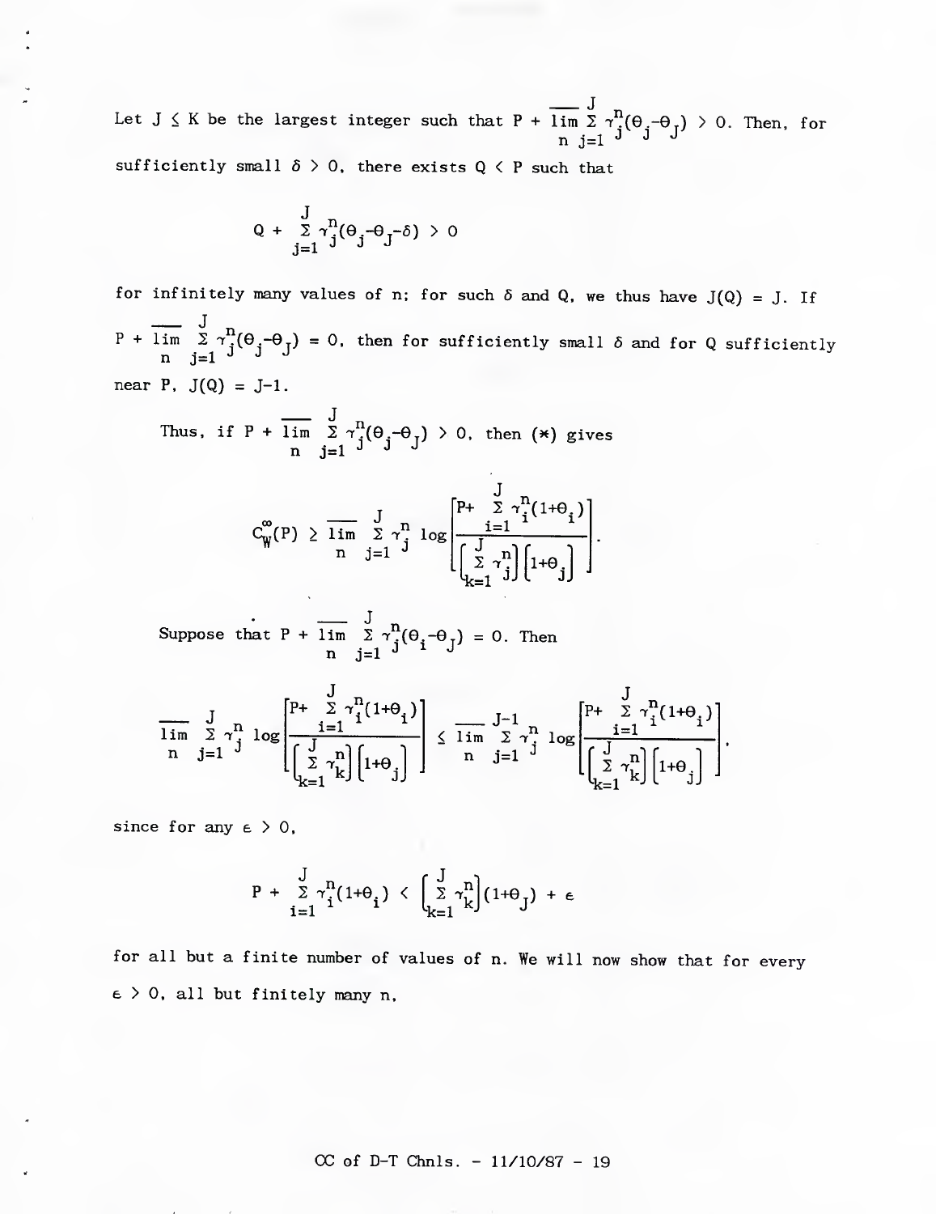Let $J \leq K$ be the largest integer such that $P + \overline{\lim_n} \sum_{j=1}^{J} \gamma_j^n(\theta_j - \theta_J) > 0$. Then, for sufficiently small $\delta > 0$, there exists $Q < P$ such that

$$Q + \sum_{j=1}^{J} \gamma_j^n(\theta_j - \theta_J - \delta) > 0$$

for infinitely many values of n; for such $\delta$ and Q, we thus have $J(Q) = J$. If $P + \overline{\lim_n} \sum_{j=1}^{J} \gamma_j^n(\theta_j - \theta_J) = 0$, then for sufficiently small $\delta$ and for Q sufficiently near P, $J(Q) = J-1$.

Thus, if $P + \overline{\lim_n} \sum_{j=1}^{J} \gamma_j^n(\theta_j - \theta_J) > 0$, then (*) gives

$$C_W^{\infty}(P) \geq \overline{\lim_n} \sum_{j=1}^{J} \gamma_j^n \log \left[ \frac{P + \sum_{i=1}^{J} \gamma_i^n(1+\theta_i)}{\left[\sum_{k=1}^{J} \gamma_j^n\right]\left[1+\theta_j\right]} \right].$$

Suppose that $P + \overline{\lim_n} \sum_{j=1}^{J} \gamma_j^n(\theta_i - \theta_J) = 0$. Then

$$\overline{\lim_n} \sum_{j=1}^{J} \gamma_j^n \log \left[ \frac{P + \sum_{i=1}^{J} \gamma_i^n(1+\theta_i)}{\left[\sum_{k=1}^{J} \gamma_k^n\right]\left[1+\theta_j\right]} \right] \leq \overline{\lim_n} \sum_{j=1}^{J-1} \gamma_j^n \log \left[ \frac{P + \sum_{i=1}^{J} \gamma_i^n(1+\theta_i)}{\left[\sum_{k=1}^{J} \gamma_k^n\right]\left[1+\theta_j\right]} \right],$$

since for any $\epsilon > 0$,

$$P + \sum_{i=1}^{J} \gamma_i^n(1+\theta_i) < \left[\sum_{k=1}^{J} \gamma_k^n\right](1+\theta_J) + \epsilon$$

for all but a finite number of values of n. We will now show that for every $\epsilon > 0$, all but finitely many n,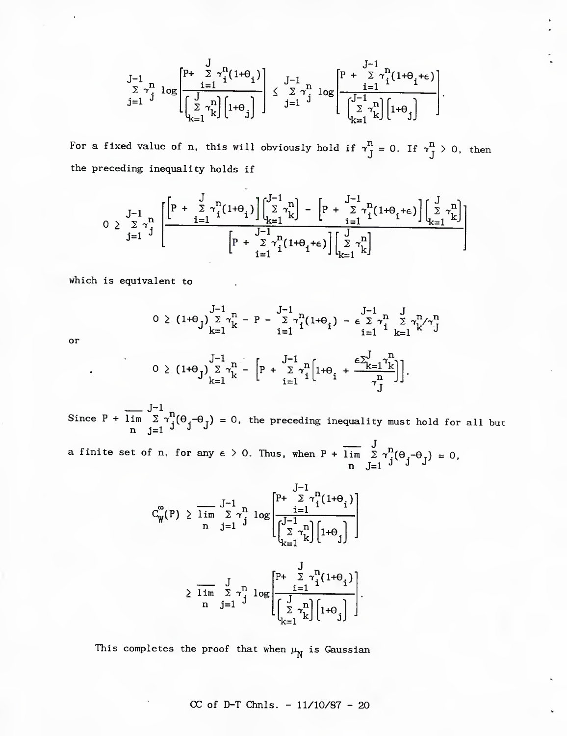$$\sum_{j=1}^{J-1} \gamma_j^n \log\left[\frac{P+\sum_{i=1}^{J}\gamma_i^n(1+\theta_i)}{\left[\sum_{k=1}^{J}\gamma_k^n\right]\left[1+\theta_j\right]}\right] \leq \sum_{j=1}^{J-1} \gamma_j^n \log\left[\frac{P+\sum_{i=1}^{J-1}\gamma_i^n(1+\theta_i+\epsilon)}{\left[\sum_{k=1}^{J-1}\gamma_k^n\right]\left[1+\theta_j\right]}\right].$$

For a fixed value of n, this will obviously hold if $\gamma_J^n = 0$. If $\gamma_J^n > 0$, then the preceding inequality holds if

$$0 \geq \sum_{j=1}^{J-1}\gamma_j^n \left[\frac{\left[P+\sum_{i=1}^{J}\gamma_i^n(1+\theta_i)\right]\left[\sum_{k=1}^{J-1}\gamma_k^n\right] - \left[P+\sum_{i=1}^{J-1}\gamma_i^n(1+\theta_i+\epsilon)\right]\left[\sum_{k=1}^{J}\gamma_k^n\right]}{\left[P+\sum_{i=1}^{J-1}\gamma_i^n(1+\theta_i+\epsilon)\right]\left[\sum_{k=1}^{J}\gamma_k^n\right]}\right]$$

which is equivalent to

$$0 \geq (1+\theta_J)\sum_{k=1}^{J-1}\gamma_k^n - P - \sum_{i=1}^{J-1}\gamma_i^n(1+\theta_i) - \epsilon\sum_{i=1}^{J-1}\gamma_i^n \sum_{k=1}^{J}\gamma_k^n/\gamma_J^n$$

or

$$0 \geq (1+\theta_J)\sum_{k=1}^{J-1}\gamma_k^n - \left[P + \sum_{i=1}^{J-1}\gamma_i^n\left[1+\theta_i + \frac{\epsilon\sum_{k=1}^{J}\gamma_k^n}{\gamma_J^n}\right]\right].$$

Since $P + \overline{\lim_n}\sum_{j=1}^{J-1}\gamma_j^n(\theta_j - \theta_J) = 0$, the preceding inequality must hold for all but a finite set of n, for any $\epsilon > 0$. Thus, when $P + \overline{\lim_n}\sum_{J=1}^{J}\gamma_j^n(\theta_j-\theta_J) = 0$,

$$C_W^\infty(P) \geq \overline{\lim_n}\sum_{j=1}^{J-1}\gamma_j^n \log\left[\frac{P+\sum_{i=1}^{J-1}\gamma_i^n(1+\theta_i)}{\left[\sum_{k=1}^{J-1}\gamma_k^n\right]\left[1+\theta_j\right]}\right]$$

$$\geq \overline{\lim_n}\sum_{j=1}^{J}\gamma_j^n \log\left[\frac{P+\sum_{i=1}^{J}\gamma_i^n(1+\theta_i)}{\left[\sum_{k=1}^{J}\gamma_k^n\right]\left[1+\theta_j\right]}\right].$$

This completes the proof that when $\mu_N$ is Gaussian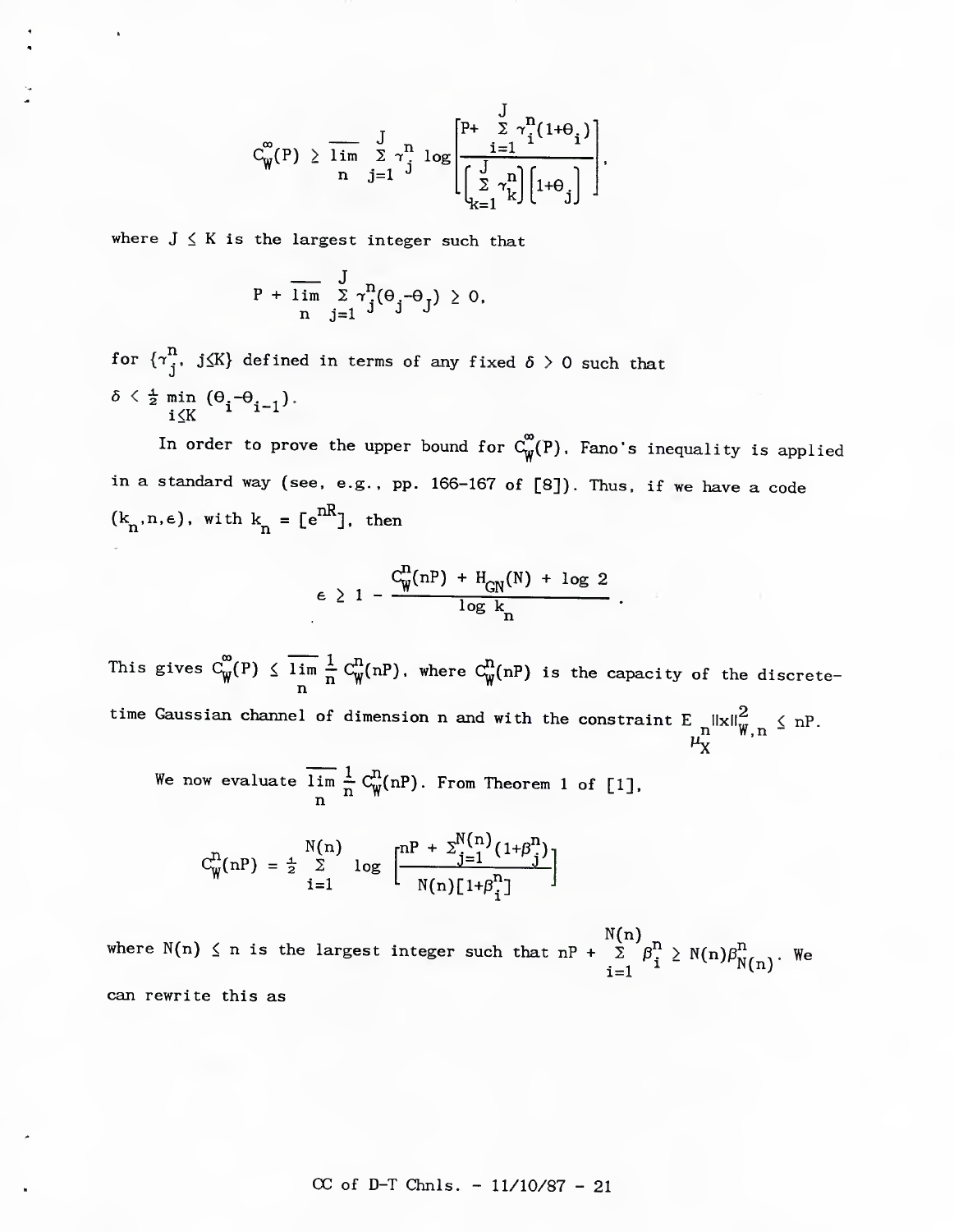$$C_W^{\infty}(P) \geq \overline{\lim_n} \sum_{j=1}^{J} \gamma_j^n \log \left[ \frac{P + \sum_{i=1}^{J} \gamma_i^n (1+\theta_i)}{\left[ \sum_{k=1}^{J} \gamma_k^n \right] \left[ 1+\theta_j \right]} \right],$$

where $J \leq K$ is the largest integer such that

$$P + \overline{\lim_n} \sum_{j=1}^{J} \gamma_j^n (\theta_j - \theta_J) \geq 0,$$

for $\{\gamma_j^n,\ j \leq K\}$ defined in terms of any fixed $\delta > 0$ such that $\delta < \frac{1}{2} \min_{i \leq K} (\theta_i - \theta_{i-1})$.

In order to prove the upper bound for $C_W^{\infty}(P)$, Fano's inequality is applied in a standard way (see, e.g., pp. 166-167 of [8]). Thus, if we have a code $(k_n, n, \epsilon)$, with $k_n = [e^{nR}]$, then

$$\epsilon \geq 1 - \frac{C_W^n(nP) + H_{GN}(N) + \log 2}{\log k_n}.$$

This gives $C_W^{\infty}(P) \leq \overline{\lim_n} \frac{1}{n} C_W^n(nP)$, where $C_W^n(nP)$ is the capacity of the discrete-time Gaussian channel of dimension n and with the constraint $E_{\mu_X^n} \|x\|_{W,n}^2 \leq nP$.

We now evaluate $\overline{\lim_n} \frac{1}{n} C_W^n(nP)$. From Theorem 1 of [1],

$$C_W^n(nP) = \frac{1}{2} \sum_{i=1}^{N(n)} \log \left[ \frac{nP + \sum_{j=1}^{N(n)} (1+\beta_j^n)}{N(n)[1+\beta_i^n]} \right]$$

where $N(n) \leq n$ is the largest integer such that $nP + \sum_{i=1}^{N(n)} \beta_i^n \geq N(n)\beta_{N(n)}^n$. We can rewrite this as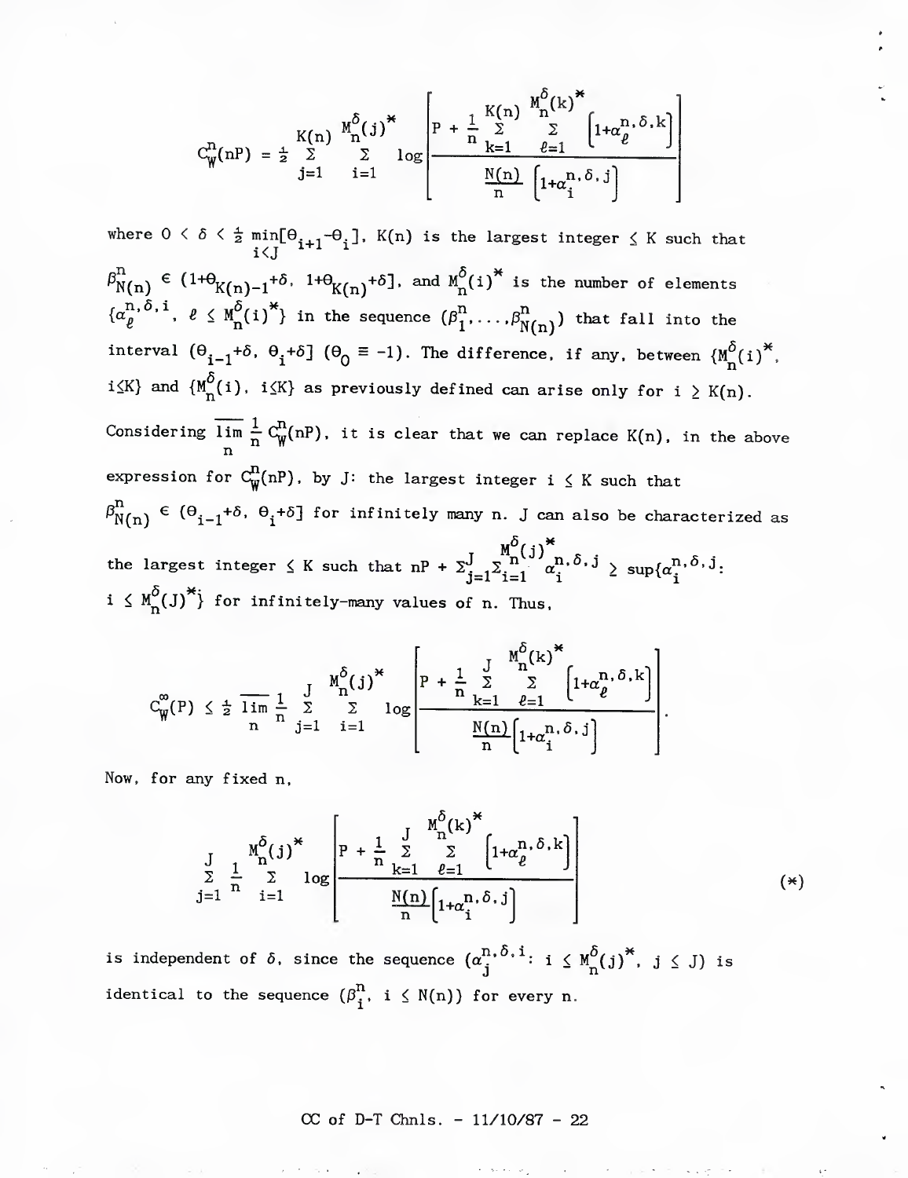$$C_W^n(nP) = \tfrac{1}{2} \sum_{j=1}^{K(n)} \sum_{i=1}^{M_n^\delta(j)^*} \log\left[\frac{P + \frac{1}{n}\sum_{k=1}^{K(n)} \sum_{\ell=1}^{M_n^\delta(k)^*} \left[1+\alpha_\ell^{n,\delta,k}\right]}{\frac{N(n)}{n}\left[1+\alpha_i^{n,\delta,j}\right]}\right]$$

where $0 < \delta < \tfrac{1}{2} \min_{i<J}[\Theta_{i+1}-\Theta_i]$, $K(n)$ is the largest integer $\leq K$ such that $\beta_{N(n)}^n \in (1+\Theta_{K(n)-1}+\delta,\ 1+\Theta_{K(n)}+\delta]$, and $M_n^\delta(i)^*$ is the number of elements $\{\alpha_\ell^{n,\delta,i},\ \ell \leq M_n^\delta(i)^*\}$ in the sequence $(\beta_1^n,\ldots,\beta_{N(n)}^n)$ that fall into the interval $(\Theta_{i-1}+\delta,\ \Theta_i+\delta]$ $(\Theta_0 \equiv -1)$. The difference, if any, between $\{M_n^\delta(i)^*,\ i \leq K\}$ and $\{M_n^\delta(i),\ i \leq K\}$ as previously defined can arise only for $i \geq K(n)$. Considering $\overline{\lim_n} \frac{1}{n} C_W^n(nP)$, it is clear that we can replace $K(n)$, in the above expression for $C_W^n(nP)$, by J: the largest integer $i \leq K$ such that $\beta_{N(n)}^n \in (\Theta_{i-1}+\delta,\ \Theta_i+\delta]$ for infinitely many n. J can also be characterized as the largest integer $\leq K$ such that $nP + \Sigma_{j=1}^{J}\Sigma_{i=1}^{M_n^\delta(j)^*} \alpha_i^{n,\delta,j} \geq \sup\{\alpha_i^{n,\delta,J}:\ i \leq M_n^\delta(J)^*\}$ for infinitely-many values of n. Thus,

$$C_W^\infty(P) \leq \tfrac{1}{2}\, \overline{\lim_n} \frac{1}{n} \sum_{j=1}^{J} \sum_{i=1}^{M_n^\delta(j)^*} \log\left[\frac{P + \frac{1}{n}\sum_{k=1}^{J} \sum_{\ell=1}^{M_n^\delta(k)^*} \left[1+\alpha_\ell^{n,\delta,k}\right]}{\frac{N(n)}{n}\left[1+\alpha_i^{n,\delta,j}\right]}\right].$$

Now, for any fixed n,

$$\sum_{j=1}^{J} \frac{1}{n} \sum_{i=1}^{M_n^\delta(j)^*} \log\left[\frac{P + \frac{1}{n}\sum_{k=1}^{J} \sum_{\ell=1}^{M_n^\delta(k)^*} \left[1+\alpha_\ell^{n,\delta,k}\right]}{\frac{N(n)}{n}\left[1+\alpha_i^{n,\delta,j}\right]}\right] \qquad (*)$$

is independent of $\delta$, since the sequence $(\alpha_j^{n,\delta,i}:\ i \leq M_n^\delta(j)^*,\ j \leq J)$ is identical to the sequence $(\beta_i^n,\ i \leq N(n))$ for every n.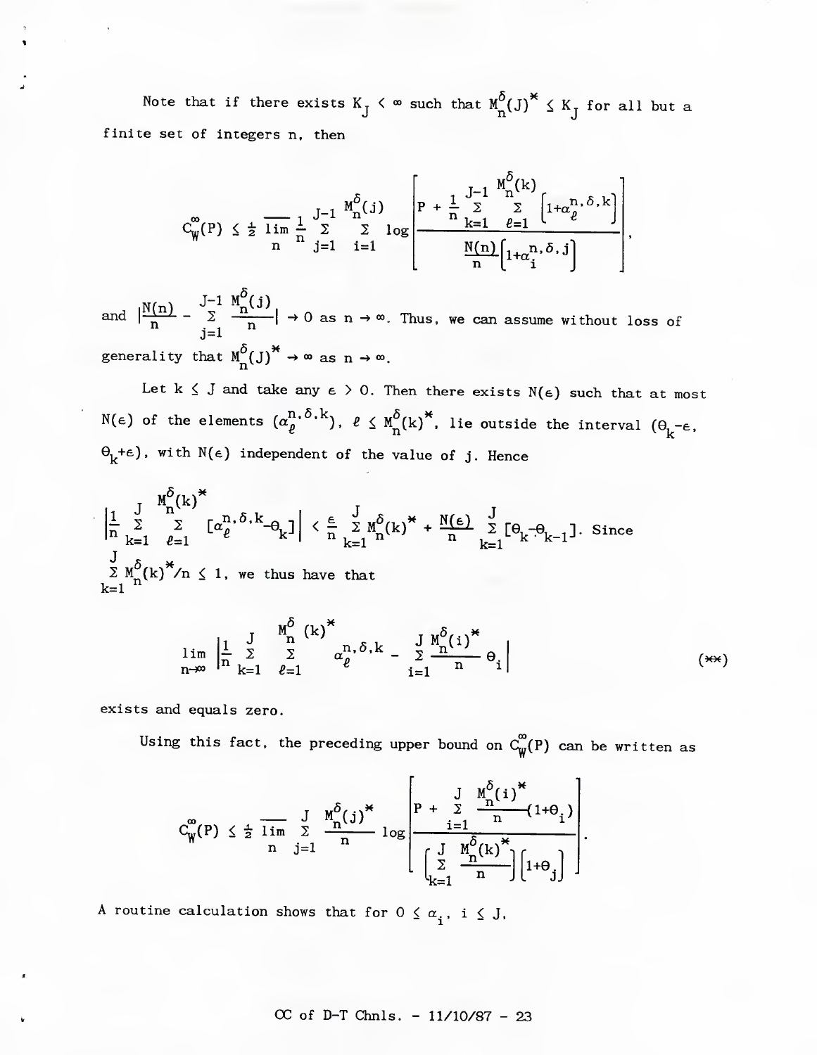Note that if there exists $K_J < \infty$ such that $M_n^\delta(J)^* \leq K_J$ for all but a finite set of integers n, then

$$C_W^\infty(P) \leq \tfrac{1}{2} \overline{\lim_n} \frac{1}{n} \sum_{j=1}^{J-1} \sum_{i=1}^{M_n^\delta(j)} \log \left[ \frac{P + \frac{1}{n} \sum_{k=1}^{J-1} \sum_{\ell=1}^{M_n^\delta(k)} \left[1+\alpha_\ell^{n,\delta,k}\right]}{\frac{N(n)}{n}\left[1+\alpha_i^{n,\delta,j}\right]} \right],$$

and $\left|\frac{N(n)}{n} - \sum_{j=1}^{J-1} \frac{M_n^\delta(j)}{n}\right| \to 0$ as $n \to \infty$. Thus, we can assume without loss of generality that $M_n^\delta(J)^* \to \infty$ as $n \to \infty$.

Let $k \leq J$ and take any $\epsilon > 0$. Then there exists $N(\epsilon)$ such that at most $N(\epsilon)$ of the elements $(\alpha_\ell^{n,\delta,k})$, $\ell \leq M_n^\delta(k)^*$, lie outside the interval $(\Theta_k-\epsilon, \Theta_k+\epsilon)$, with $N(\epsilon)$ independent of the value of j. Hence

$\left|\frac{1}{n} \sum_{k=1}^{J} \sum_{\ell=1}^{M_n^\delta(k)^*} [\alpha_\ell^{n,\delta,k} - \Theta_k]\right| < \frac{\epsilon}{n} \sum_{k=1}^{J} M_n^\delta(k)^* + \frac{N(\epsilon)}{n} \sum_{k=1}^{J} [\Theta_k - \Theta_{k-1}]$. Since $\sum_{k=1}^{J} M_n^\delta(k)^*/n \leq 1$, we thus have that

$$\lim_{n\to\infty} \left|\frac{1}{n} \sum_{k=1}^{J} \sum_{\ell=1}^{M_n^\delta(k)^*} \alpha_\ell^{n,\delta,k} - \sum_{i=1}^{J} \frac{M_n^\delta(i)^*}{n} \Theta_i\right| \tag{**}$$

exists and equals zero.

Using this fact, the preceding upper bound on $C_W^\infty(P)$ can be written as

$$C_W^\infty(P) \leq \tfrac{1}{2} \overline{\lim_n} \sum_{j=1}^{J} \frac{M_n^\delta(j)^*}{n} \log \left[ \frac{P + \sum_{i=1}^{J} \frac{M_n^\delta(i)^*}{n}(1+\Theta_i)}{\left[\sum_{k=1}^{J} \frac{M_n^\delta(k)^*}{n}\right]\left[1+\Theta_j\right]} \right].$$

A routine calculation shows that for $0 \leq \alpha_i$, $i \leq J$,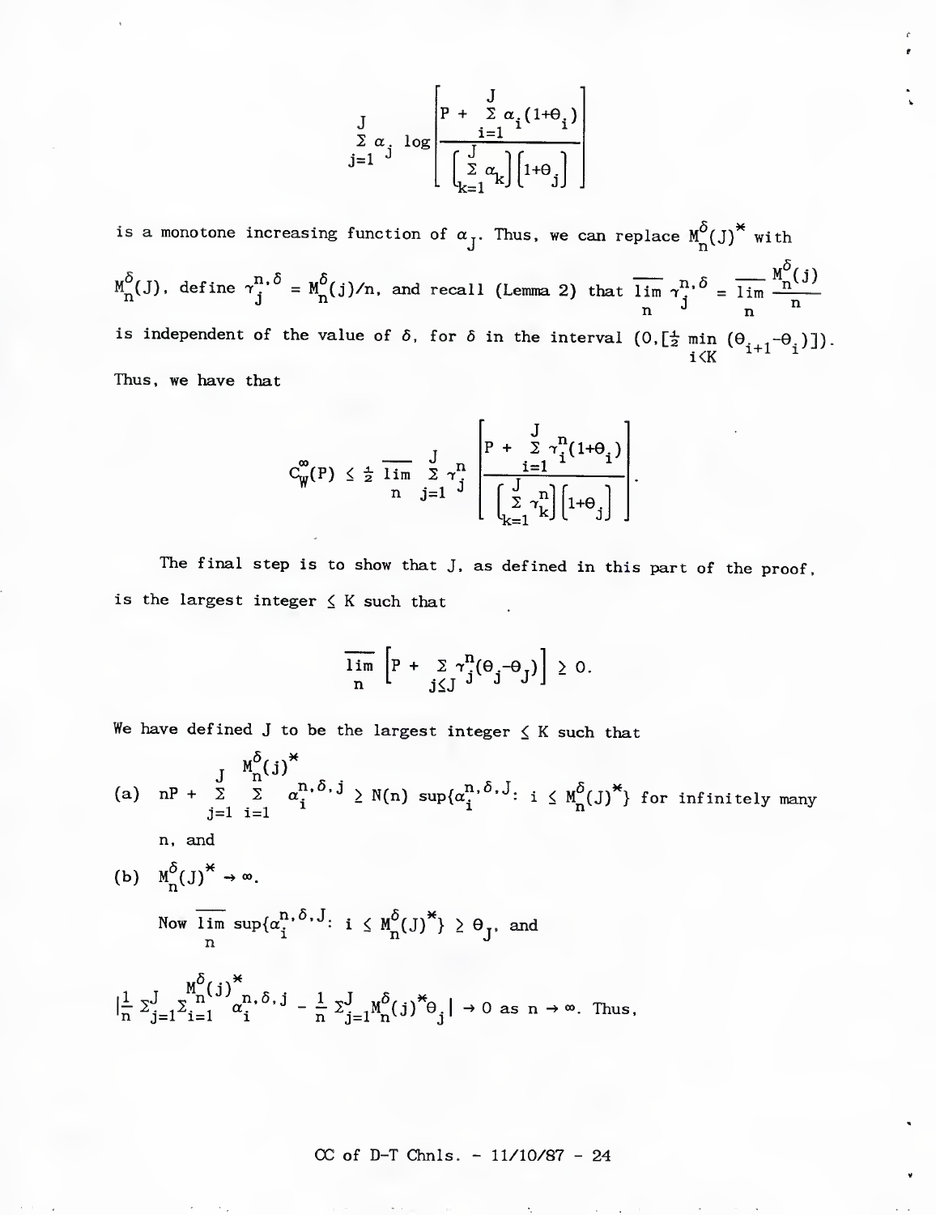$$\sum_{j=1}^{J} \alpha_j \log\left[\frac{P + \sum_{i=1}^{J} \alpha_i(1+\theta_i)}{\left[\sum_{k=1}^{J} \alpha_k\right]\left[1+\theta_j\right]}\right]$$

is a monotone increasing function of $\alpha_J$. Thus, we can replace $M_n^{\delta}(J)^*$ with $M_n^{\delta}(J)$, define $\gamma_j^{n,\delta} = M_n^{\delta}(j)/n$, and recall (Lemma 2) that $\overline{\lim_n}\, \gamma_j^{n,\delta} = \overline{\lim_n}\, \frac{M_n^{\delta}(j)}{n}$ is independent of the value of $\delta$, for $\delta$ in the interval $(0,[\frac{1}{2} \min_{i<K} (\theta_{i+1}-\theta_i)])$. Thus, we have that

$$C_W^{\infty}(P) \leq \tfrac{1}{2}\, \overline{\lim_n} \sum_{j=1}^{J} \gamma_j^n \left[\frac{P + \sum_{i=1}^{J} \gamma_i^n(1+\theta_i)}{\left[\sum_{k=1}^{J} \gamma_k^n\right]\left[1+\theta_j\right]}\right].$$

The final step is to show that J, as defined in this part of the proof, is the largest integer $\leq$ K such that

$$\overline{\lim_n}\left[P + \sum_{j\leq J} \gamma_j^n(\theta_j-\theta_J)\right] \geq 0.$$

We have defined J to be the largest integer $\leq$ K such that

(a) $nP + \sum_{j=1}^{J} \sum_{i=1}^{M_n^{\delta}(j)^*} \alpha_i^{n,\delta,j} \geq N(n) \sup\{\alpha_i^{n,\delta,J}:\ i \leq M_n^{\delta}(J)^*\}$ for infinitely many n, and

(b) $M_n^{\delta}(J)^* \to \infty$.

Now $\overline{\lim_n} \sup\{\alpha_i^{n,\delta,J}:\ i \leq M_n^{\delta}(J)^*\} \geq \theta_J$, and

$\left|\frac{1}{n} \sum_{j=1}^{J} \sum_{i=1}^{M_n^{\delta}(j)^*} \alpha_i^{n,\delta,j} - \frac{1}{n} \sum_{j=1}^{J} M_n^{\delta}(j)^* \theta_j\right| \to 0$ as $n \to \infty$. Thus,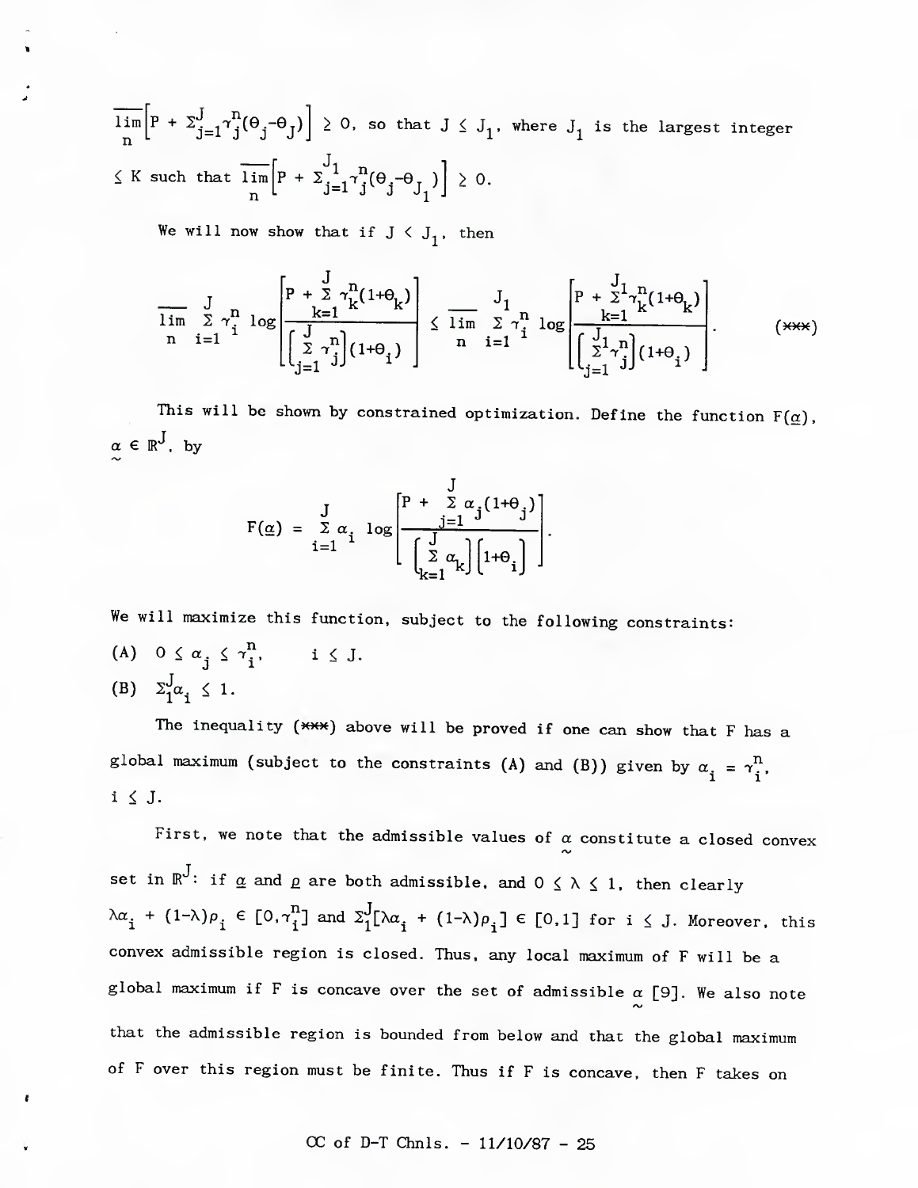$\overline{\lim_n}\left[P + \Sigma_{j=1}^{J}\gamma_j^n(\theta_j-\theta_J)\right] \geq 0$, so that $J \leq J_1$, where $J_1$ is the largest integer $\leq K$ such that $\overline{\lim_n}\left[P + \Sigma_{j=1}^{J_1}\gamma_j^n(\theta_j-\theta_{J_1})\right] \geq 0$.

We will now show that if $J < J_1$, then

$$\overline{\lim_n} \sum_{i=1}^{J} \gamma_i^n \log\left[\frac{P + \sum_{k=1}^{J}\gamma_k^n(1+\theta_k)}{\left[\sum_{j=1}^{J}\gamma_j^n\right](1+\theta_i)}\right] \leq \overline{\lim_n} \sum_{i=1}^{J_1} \gamma_i^n \log\left[\frac{P + \sum_{k=1}^{J_1}\gamma_k^n(1+\theta_k)}{\left[\sum_{j=1}^{J_1}\gamma_j^n\right](1+\theta_i)}\right]. \qquad (***)$$

This will be shown by constrained optimization. Define the function $F(\underset{\sim}{\alpha})$, $\underset{\sim}{\alpha} \in \mathbb{R}^J$, by

$$F(\underset{\sim}{\alpha}) = \sum_{i=1}^{J} \alpha_i \log\left[\frac{P + \sum_{j=1}^{J}\alpha_j(1+\theta_j)}{\left[\sum_{k=1}^{J}\alpha_k\right]\left[1+\theta_i\right]}\right].$$

We will maximize this function, subject to the following constraints:

(A) $0 \leq \alpha_j \leq \gamma_i^n$, $\quad i \leq J$.

(B) $\Sigma_1^J \alpha_i \leq 1$.

The inequality (***) above will be proved if one can show that F has a global maximum (subject to the constraints (A) and (B)) given by $\alpha_i = \gamma_i^n$, $i \leq J$.

First, we note that the admissible values of $\underset{\sim}{\alpha}$ constitute a closed convex set in $\mathbb{R}^J$: if $\underset{\sim}{\alpha}$ and $\underset{\sim}{\rho}$ are both admissible, and $0 \leq \lambda \leq 1$, then clearly $\lambda\alpha_i + (1-\lambda)\rho_i \in [0,\gamma_i^n]$ and $\Sigma_1^J[\lambda\alpha_i + (1-\lambda)\rho_i] \in [0,1]$ for $i \leq J$. Moreover, this convex admissible region is closed. Thus, any local maximum of F will be a global maximum if F is concave over the set of admissible $\underset{\sim}{\alpha}$ [9]. We also note that the admissible region is bounded from below and that the global maximum of F over this region must be finite. Thus if F is concave, then F takes on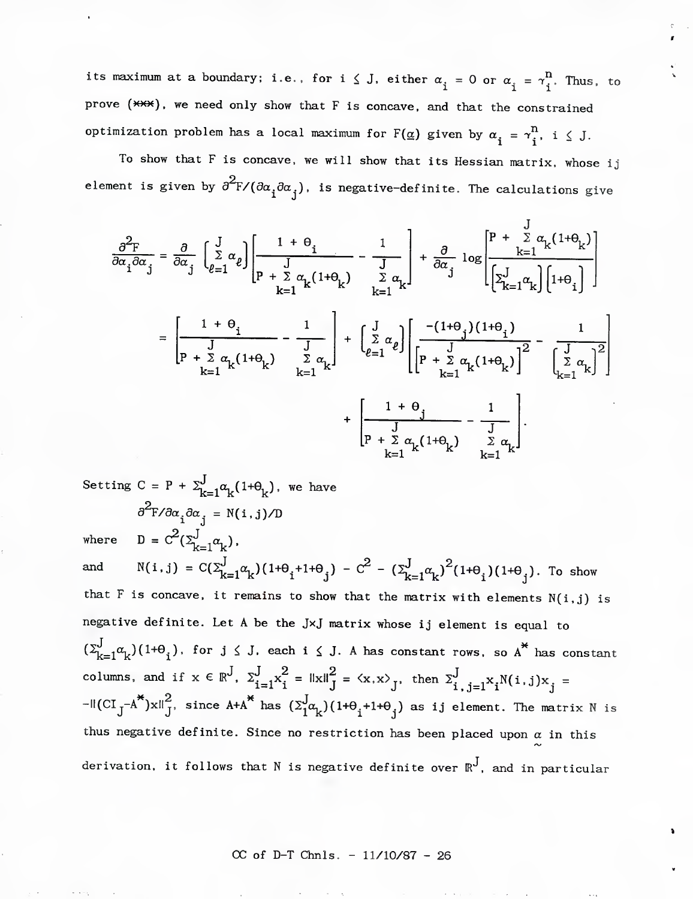its maximum at a boundary; i.e., for $i \le J$, either $\alpha_i = 0$ or $\alpha_i = \gamma_i^n$. Thus, to prove (***), we need only show that F is concave, and that the constrained optimization problem has a local maximum for $F(\underline{\alpha})$ given by $\alpha_i = \gamma_i^n$, $i \le J$.

To show that F is concave, we will show that its Hessian matrix, whose ij element is given by $\partial^2 F/(\partial\alpha_i \partial\alpha_j)$, is negative-definite. The calculations give

$$\frac{\partial^2 F}{\partial\alpha_i \partial\alpha_j} = \frac{\partial}{\partial\alpha_j}\left[\sum_{\ell=1}^{J}\alpha_\ell\right]\left[\frac{1+\Theta_i}{P+\sum_{k=1}^{J}\alpha_k(1+\Theta_k)} - \frac{1}{\sum_{k=1}^{J}\alpha_k}\right] + \frac{\partial}{\partial\alpha_j}\log\left[\frac{P+\sum_{k=1}^{J}\alpha_k(1+\Theta_k)}{\left[\sum_{k=1}^{J}\alpha_k\right]\left[1+\Theta_i\right]}\right]$$

$$= \left[\frac{1+\Theta_i}{P+\sum_{k=1}^{J}\alpha_k(1+\Theta_k)} - \frac{1}{\sum_{k=1}^{J}\alpha_k}\right] + \left[\sum_{\ell=1}^{J}\alpha_\ell\right]\left[\frac{-(1+\Theta_j)(1+\Theta_i)}{\left[P+\sum_{k=1}^{J}\alpha_k(1+\Theta_k)\right]^2} - \frac{1}{\left[\sum_{k=1}^{J}\alpha_k\right]^2}\right]$$

$$+ \left[\frac{1+\Theta_j}{P+\sum_{k=1}^{J}\alpha_k(1+\Theta_k)} - \frac{1}{\sum_{k=1}^{J}\alpha_k}\right].$$

Setting $C = P + \sum_{k=1}^{J}\alpha_k(1+\Theta_k)$, we have

$\partial^2 F/\partial\alpha_i\partial\alpha_j = N(i,j)/D$

where $D = C^2(\sum_{k=1}^{J}\alpha_k)$,

and $N(i,j) = C(\sum_{k=1}^{J}\alpha_k)(1+\Theta_i+1+\Theta_j) - C^2 - (\sum_{k=1}^{J}\alpha_k)^2(1+\Theta_i)(1+\Theta_j)$. To show that F is concave, it remains to show that the matrix with elements $N(i,j)$ is negative definite. Let A be the J×J matrix whose ij element is equal to $(\sum_{k=1}^{J}\alpha_k)(1+\Theta_i)$, for $j \le J$, each $i \le J$. A has constant rows, so $A^*$ has constant columns, and if $x \in \mathbb{R}^J$, $\sum_{i=1}^{J}x_i^2 = \|x\|_J^2 = \langle x,x\rangle_J$, then $\sum_{i,j=1}^{J}x_i N(i,j)x_j = -\|(CI_J - A^*)x\|_J^2$, since $A+A^*$ has $(\sum_1^J\alpha_k)(1+\Theta_i+1+\Theta_j)$ as ij element. The matrix N is thus negative definite. Since no restriction has been placed upon $\underset{\sim}{\alpha}$ in this derivation, it follows that N is negative definite over $\mathbb{R}^J$, and in particular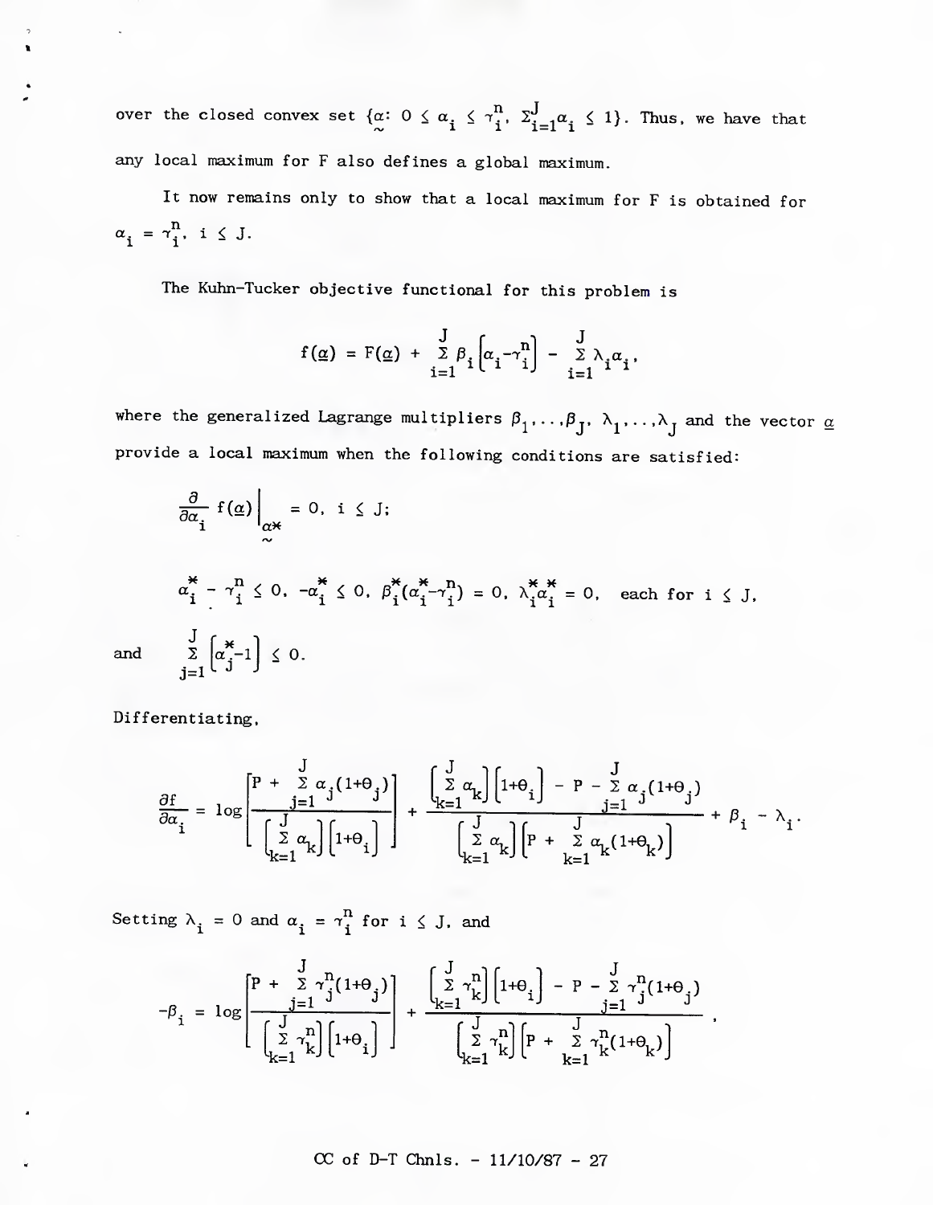over the closed convex set $\{\underset{\sim}{\alpha}: 0 \le \alpha_i \le \gamma_i^n, \Sigma_{i=1}^J \alpha_i \le 1\}$. Thus, we have that any local maximum for F also defines a global maximum.

It now remains only to show that a local maximum for F is obtained for $\alpha_i = \gamma_i^n$, $i \le J$.

The Kuhn-Tucker objective functional for this problem is

$$f(\underline{\alpha}) = F(\underline{\alpha}) + \sum_{i=1}^{J} \beta_i \left[\alpha_i - \gamma_i^n\right] - \sum_{i=1}^{J} \lambda_i \alpha_i,$$

where the generalized Lagrange multipliers $\beta_1, \ldots, \beta_J$, $\lambda_1, \ldots, \lambda_J$ and the vector $\underline{\alpha}$ provide a local maximum when the following conditions are satisfied:

$$\frac{\partial}{\partial \alpha_i} f(\underline{\alpha}) \Big|_{\underset{\sim}{\alpha}*} = 0, \; i \le J;$$

$$\alpha_i^* - \gamma_i^n \le 0, \; -\alpha_i^* \le 0, \; \beta_i^*(\alpha_i^* - \gamma_i^n) = 0, \; \lambda_i^* \alpha_i^* = 0, \quad \text{each for } i \le J,$$

and $$\sum_{j=1}^{J} \left[\alpha_j^* - 1\right] \le 0.$$

Differentiating,

$$\frac{\partial f}{\partial \alpha_i} = \log\left[\frac{P + \sum_{j=1}^{J} \alpha_j(1+\Theta_j)}{\left[\sum_{k=1}^{J} \alpha_k\right]\left[1+\Theta_i\right]}\right] + \frac{\left[\sum_{k=1}^{J} \alpha_k\right]\left[1+\Theta_i\right] - P - \sum_{j=1}^{J} \alpha_j(1+\Theta_j)}{\left[\sum_{k=1}^{J} \alpha_k\right]\left[P + \sum_{k=1}^{J} \alpha_k(1+\Theta_k)\right]} + \beta_i - \lambda_i.$$

Setting $\lambda_i = 0$ and $\alpha_i = \gamma_i^n$ for $i \le J$, and

$$-\beta_i = \log\left[\frac{P + \sum_{j=1}^{J} \gamma_j^n(1+\Theta_j)}{\left[\sum_{k=1}^{J} \gamma_k^n\right]\left[1+\Theta_i\right]}\right] + \frac{\left[\sum_{k=1}^{J} \gamma_k^n\right]\left[1+\Theta_i\right] - P - \sum_{j=1}^{J} \gamma_j^n(1+\Theta_j)}{\left[\sum_{k=1}^{J} \gamma_k^n\right]\left[P + \sum_{k=1}^{J} \gamma_k^n(1+\Theta_k)\right]},$$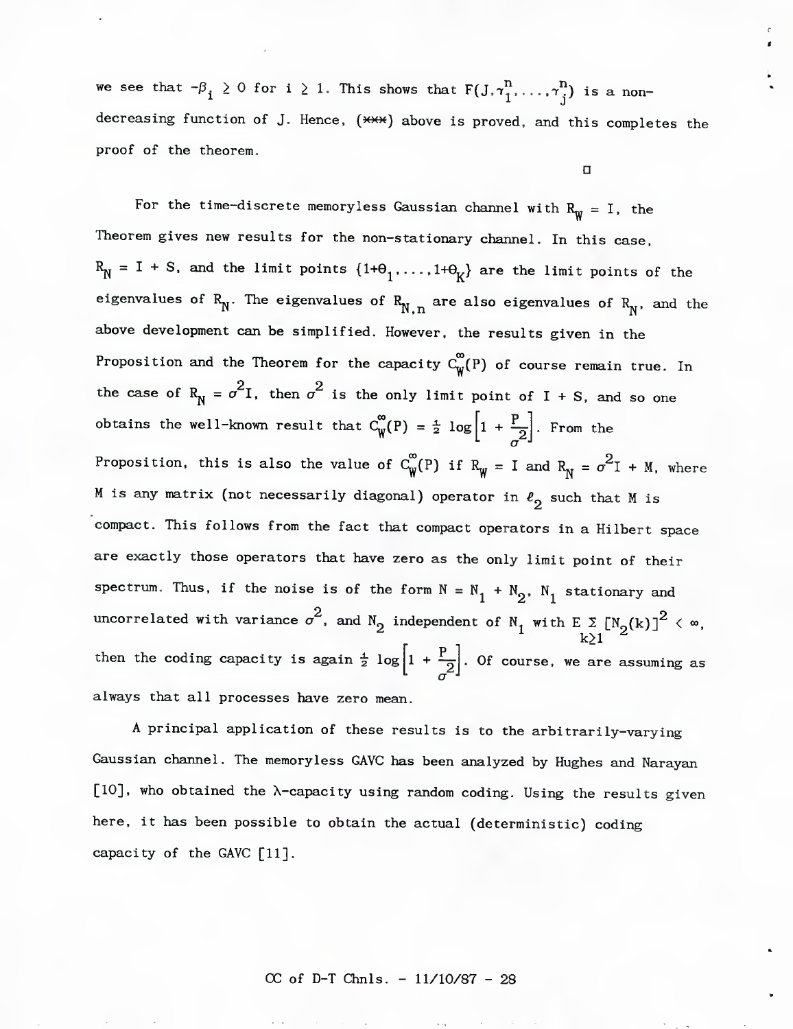we see that $-\beta_i \geq 0$ for $i \geq 1$. This shows that $F(J, \gamma_1^n, \ldots, \gamma_j^n)$ is a non-decreasing function of J. Hence, (***) above is proved, and this completes the proof of the theorem.

□

For the time-discrete memoryless Gaussian channel with $R_W = I$, the Theorem gives new results for the non-stationary channel. In this case, $R_N = I + S$, and the limit points $\{1+\theta_1, \ldots, 1+\theta_K\}$ are the limit points of the eigenvalues of $R_N$. The eigenvalues of $R_{N,n}$ are also eigenvalues of $R_N$, and the above development can be simplified. However, the results given in the Proposition and the Theorem for the capacity $C_W^\infty(P)$ of course remain true. In the case of $R_N = \sigma^2 I$, then $\sigma^2$ is the only limit point of $I + S$, and so one obtains the well-known result that $C_W^\infty(P) = \frac{1}{2} \log\left[1 + \frac{P}{\sigma^2}\right]$. From the Proposition, this is also the value of $C_W^\infty(P)$ if $R_W = I$ and $R_N = \sigma^2 I + M$, where M is any matrix (not necessarily diagonal) operator in $\ell_2$ such that M is compact. This follows from the fact that compact operators in a Hilbert space are exactly those operators that have zero as the only limit point of their spectrum. Thus, if the noise is of the form $N = N_1 + N_2$, $N_1$ stationary and uncorrelated with variance $\sigma^2$, and $N_2$ independent of $N_1$ with $E \sum_{k \geq 1} [N_2(k)]^2 < \infty$, then the coding capacity is again $\frac{1}{2} \log\left[1 + \frac{P}{\sigma^2}\right]$. Of course, we are assuming as always that all processes have zero mean.

A principal application of these results is to the arbitrarily-varying Gaussian channel. The memoryless GAVC has been analyzed by Hughes and Narayan [10], who obtained the λ-capacity using random coding. Using the results given here, it has been possible to obtain the actual (deterministic) coding capacity of the GAVC [11].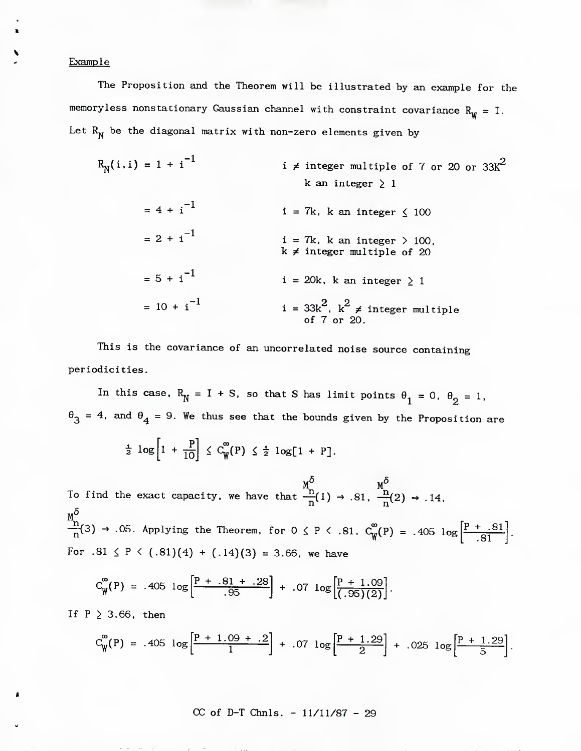Example

The Proposition and the Theorem will be illustrated by an example for the memoryless nonstationary Gaussian channel with constraint covariance $R_W = I$. Let $R_N$ be the diagonal matrix with non-zero elements given by

$$
\begin{aligned}
R_N(i,i) &= 1 + i^{-1} && i \neq \text{integer multiple of 7 or 20 or } 33K^2 \\
& && \quad k \text{ an integer} \geq 1 \\
&= 4 + i^{-1} && i = 7k,\ k \text{ an integer} \leq 100 \\
&= 2 + i^{-1} && i = 7k,\ k \text{ an integer} > 100, \\
& && k \neq \text{integer multiple of 20} \\
&= 5 + i^{-1} && i = 20k,\ k \text{ an integer} \geq 1 \\
&= 10 + i^{-1} && i = 33k^2,\ k^2 \neq \text{integer multiple} \\
& && \quad \text{of 7 or 20.}
\end{aligned}
$$

This is the covariance of an uncorrelated noise source containing periodicities.

In this case, $R_N = I + S$, so that $S$ has limit points $\theta_1 = 0$, $\theta_2 = 1$, $\theta_3 = 4$, and $\theta_4 = 9$. We thus see that the bounds given by the Proposition are

$$\tfrac{1}{2} \log\left[1 + \frac{P}{10}\right] \leq C_W^{\infty}(P) \leq \tfrac{1}{2} \log[1 + P].$$

To find the exact capacity, we have that $\frac{M_n^{\delta}}{n}(1) \to .81$, $\frac{M_n^{\delta}}{n}(2) \to .14$, $\frac{M_n^{\delta}}{n}(3) \to .05$. Applying the Theorem, for $0 \leq P < .81$, $C_W^{\infty}(P) = .405 \log\left[\frac{P + .81}{.81}\right]$. For $.81 \leq P < (.81)(4) + (.14)(3) = 3.66$, we have

$$C_W^{\infty}(P) = .405 \log\left[\frac{P + .81 + .28}{.95}\right] + .07 \log\left[\frac{P + 1.09}{(.95)(2)}\right].$$

If $P \geq 3.66$, then

$$C_W^{\infty}(P) = .405 \log\left[\frac{P + 1.09 + .2}{1}\right] + .07 \log\left[\frac{P + 1.29}{2}\right] + .025 \log\left[\frac{P + 1.29}{5}\right].$$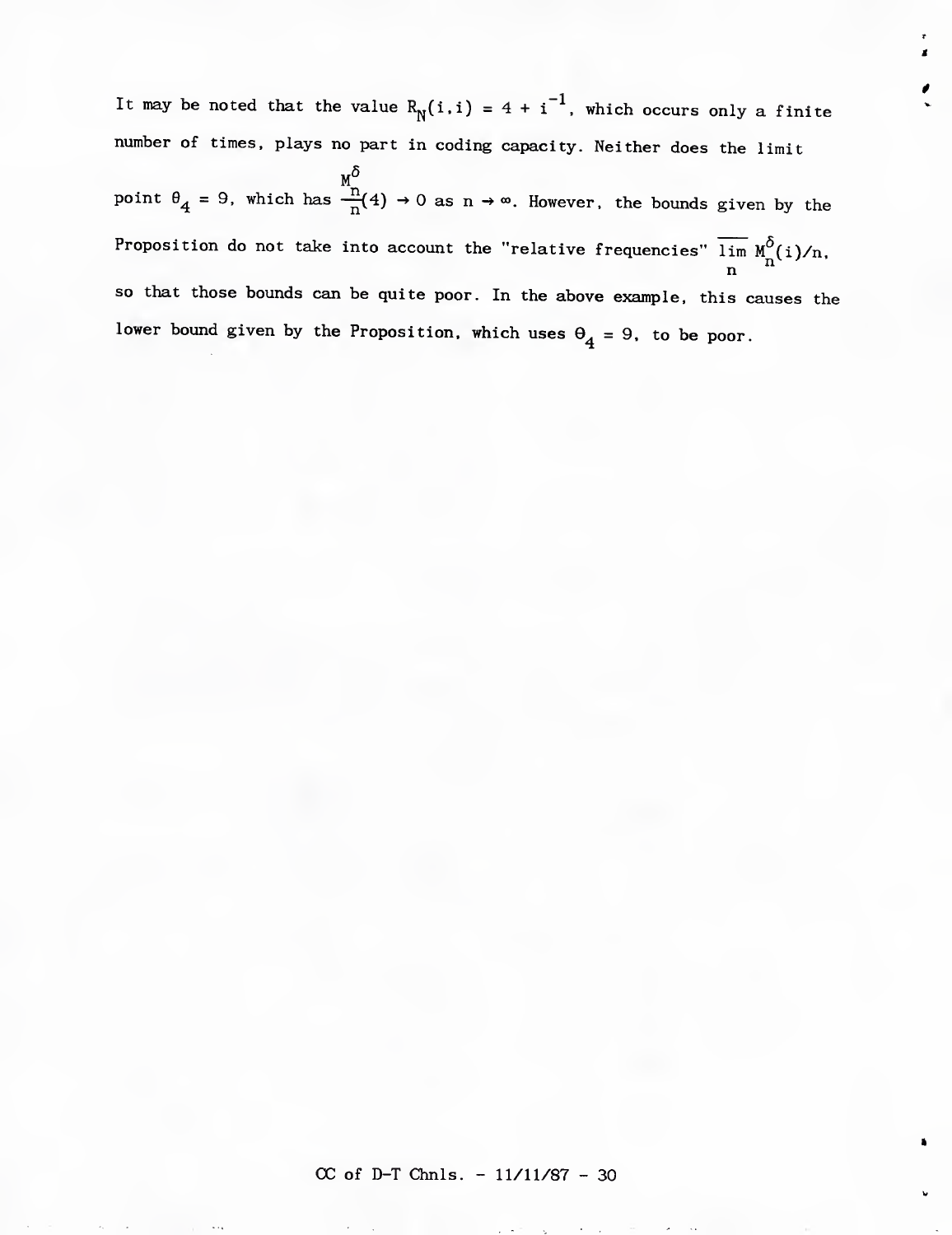It may be noted that the value $R_N(i,i) = 4 + i^{-1}$, which occurs only a finite number of times, plays no part in coding capacity. Neither does the limit point $\theta_4 = 9$, which has $\frac{M_n^\delta}{n}(4) \to 0$ as $n \to \infty$. However, the bounds given by the Proposition do not take into account the "relative frequencies" $\overline{\lim_n} M_n^\delta(i)/n$, so that those bounds can be quite poor. In the above example, this causes the lower bound given by the Proposition, which uses $\theta_4 = 9$, to be poor.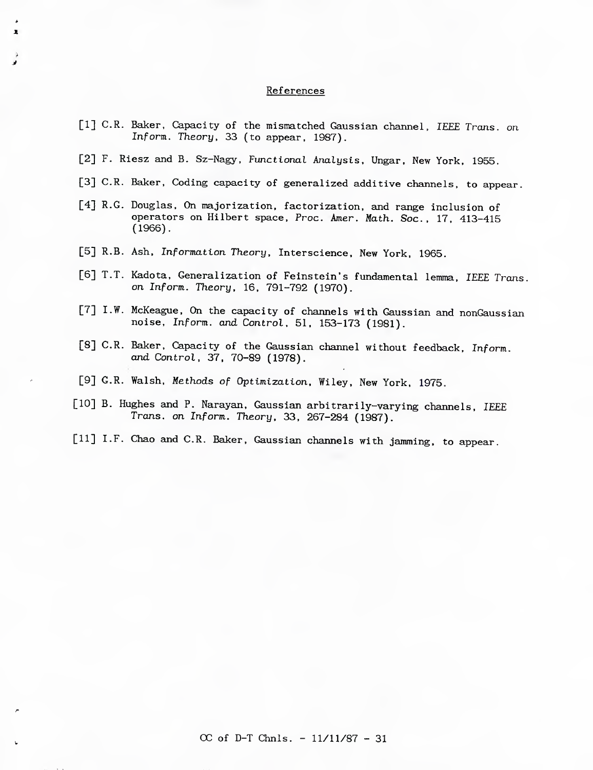## References

[1] C.R. Baker, Capacity of the mismatched Gaussian channel, *IEEE Trans. on Inform. Theory*, 33 (to appear, 1987).

[2] F. Riesz and B. Sz-Nagy, *Functional Analysis*, Ungar, New York, 1955.

[3] C.R. Baker, Coding capacity of generalized additive channels, to appear.

[4] R.G. Douglas, On majorization, factorization, and range inclusion of operators on Hilbert space, *Proc. Amer. Math. Soc.*, 17, 413-415 (1966).

[5] R.B. Ash, *Information Theory*, Interscience, New York, 1965.

[6] T.T. Kadota, Generalization of Feinstein's fundamental lemma, *IEEE Trans. on Inform. Theory*, 16, 791-792 (1970).

[7] I.W. McKeague, On the capacity of channels with Gaussian and nonGaussian noise, *Inform. and Control*, 51, 153-173 (1981).

[8] C.R. Baker, Capacity of the Gaussian channel without feedback, *Inform. and Control*, 37, 70-89 (1978).

[9] G.R. Walsh, *Methods of Optimization*, Wiley, New York, 1975.

[10] B. Hughes and P. Narayan, Gaussian arbitrarily-varying channels, *IEEE Trans. on Inform. Theory*, 33, 267-284 (1987).

[11] I.F. Chao and C.R. Baker, Gaussian channels with jamming, to appear.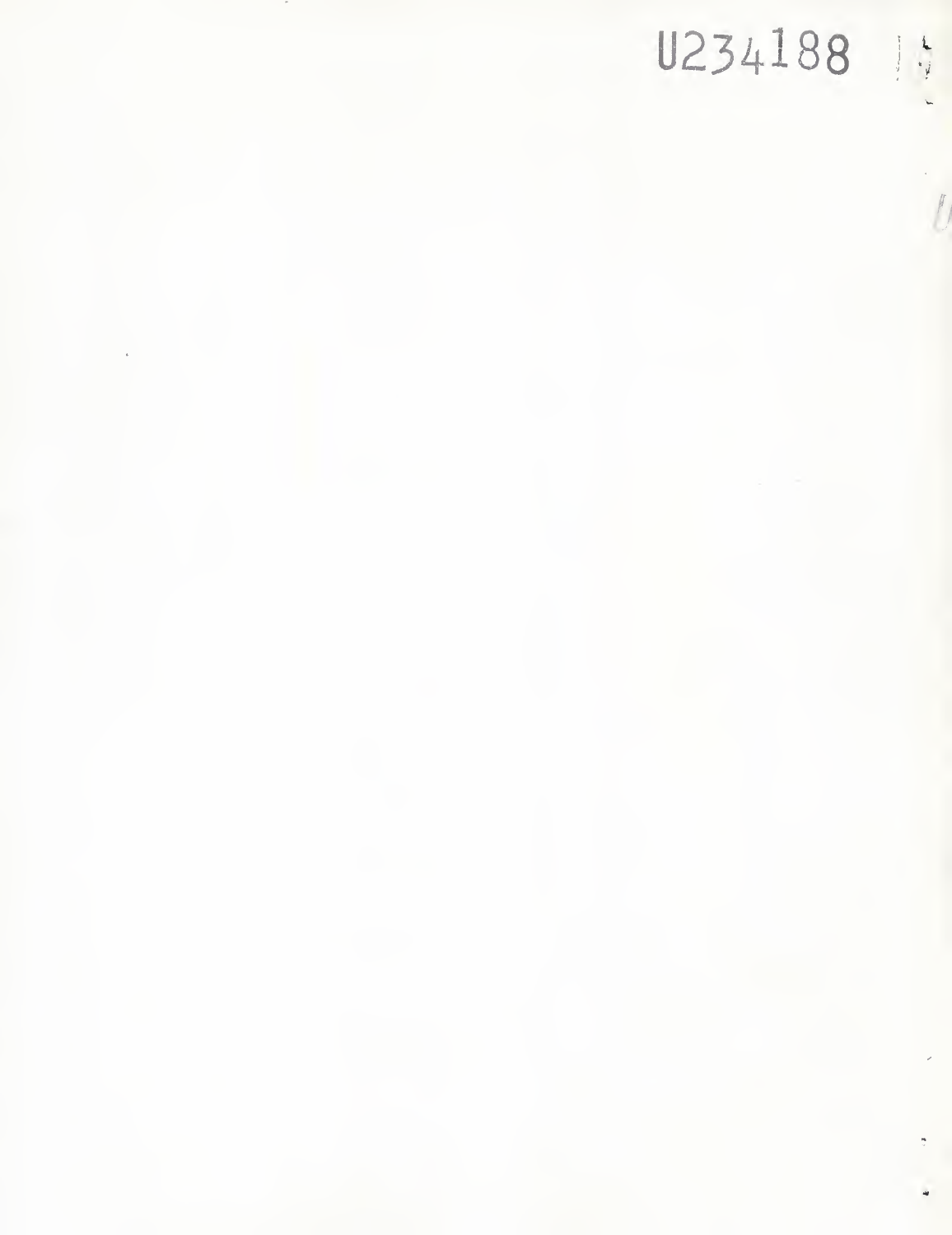U234188